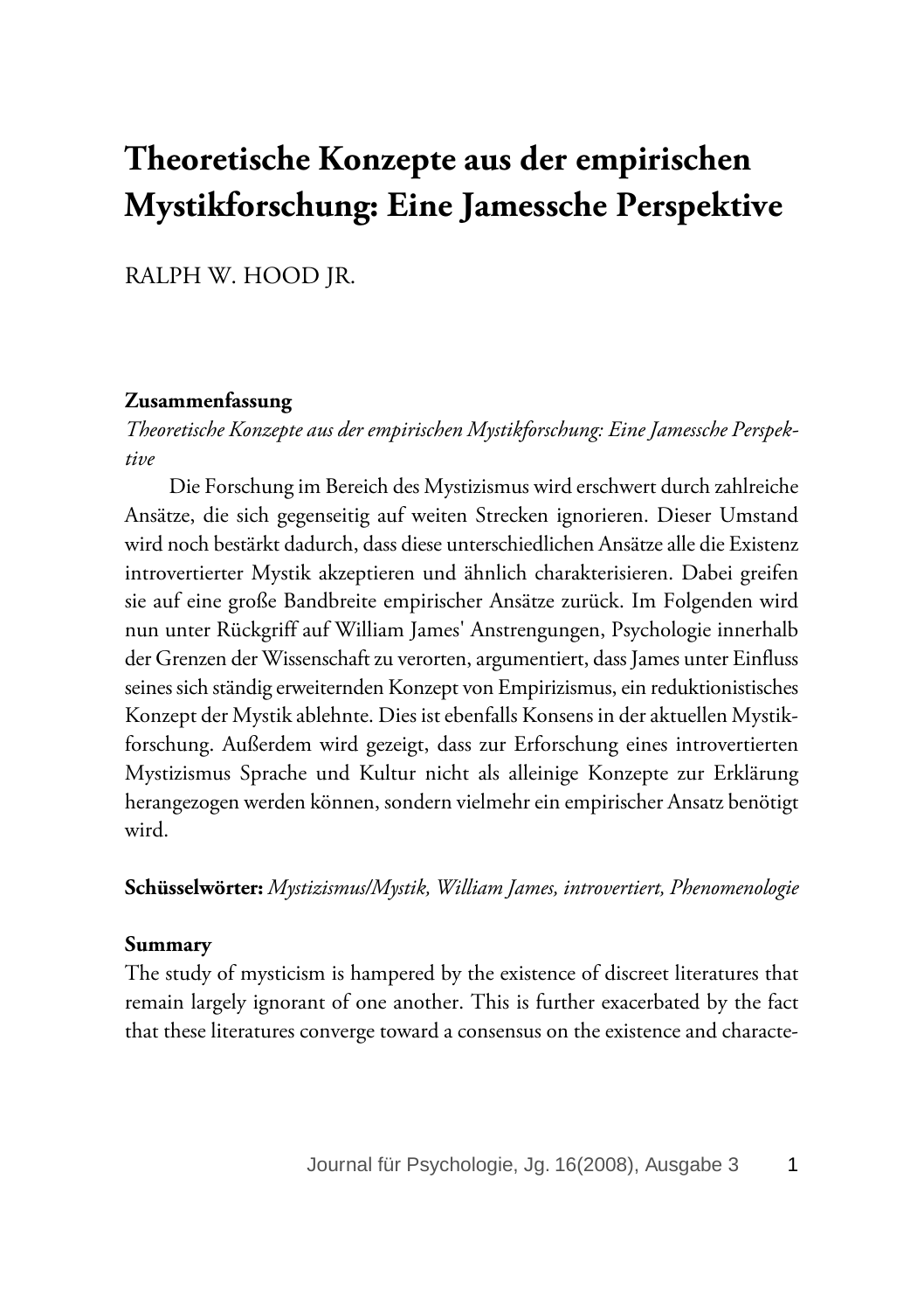# Theoretische Konzepte aus der empirischen Mystikforschung: Eine Jamessche Perspektive

RALPH W. HOOD JR.

**Zusammenfassung**

*Theoretische Konzepte aus der empirischen Mystikforschung: Eine Jamessche Perspektive*

Die Forschung im Bereich des Mystizismus wird erschwert durch zahlreiche Ansätze, die sich gegenseitig auf weiten Strecken ignorieren. Dieser Umstand wird noch bestärkt dadurch, dass diese unterschiedlichen Ansätze alle die Existenz introvertierter Mystik akzeptieren und ähnlich charakterisieren. Dabei greifen sie auf eine große Bandbreite empirischer Ansätze zurück. Im Folgenden wird nun unter Rückgriff auf William James' Anstrengungen, Psychologie innerhalb der Grenzen der Wissenschaft zu verorten, argumentiert, dass James unter Einfluss seines sich ständig erweiternden Konzept von Empirizismus, ein reduktionistisches Konzept der Mystik ablehnte. Dies ist ebenfalls Konsens in der aktuellen Mystikforschung. Außerdem wird gezeigt, dass zur Erforschung eines introvertierten Mystizismus Sprache und Kultur nicht als alleinige Konzepte zur Erklärung herangezogen werden können, sondern vielmehr ein empirischer Ansatz benötigt wird.

**Schüsselwörter:** *Mystizismus/Mystik, William James, introvertiert, Phenomenologie*

**Summary**

The study of mysticism is hampered by the existence of discreet literatures that remain largely ignorant of one another. This is further exacerbated by the fact that these literatures converge toward a consensus on the existence and characte-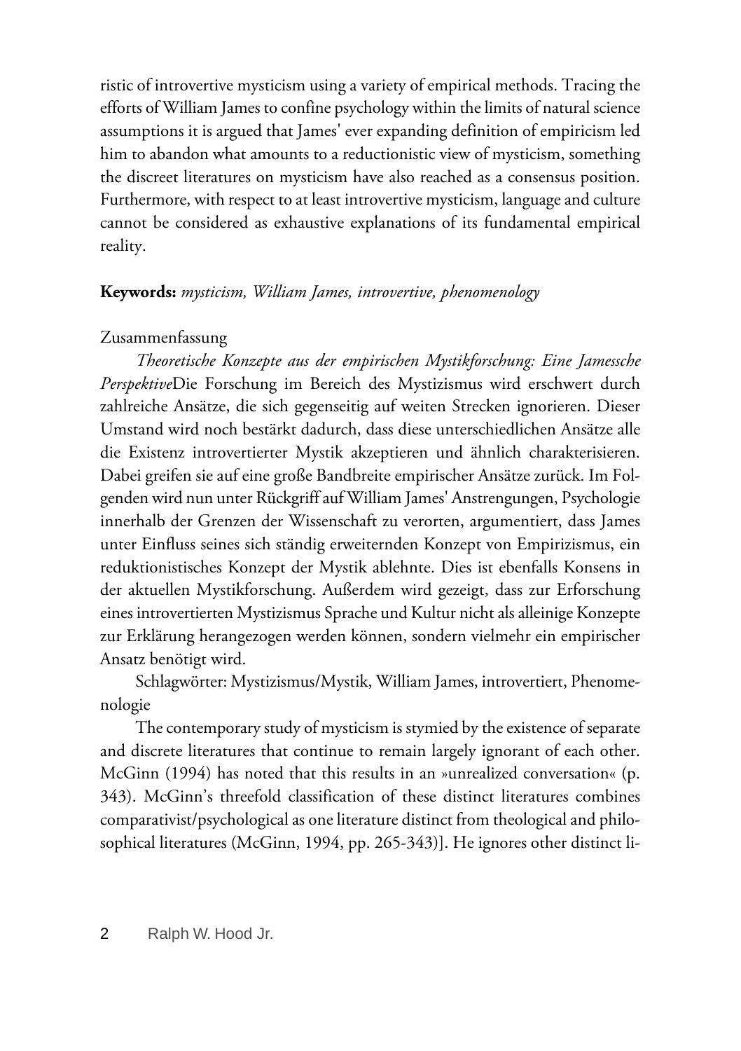ristic of introvertive mysticism using a variety of empirical methods. Tracing the efforts of William James to confine psychology within the limits of natural science assumptions it is argued that James' ever expanding definition of empiricism led him to abandon what amounts to a reductionistic view of mysticism, something the discreet literatures on mysticism have also reached as a consensus position. Furthermore, with respect to at least introvertive mysticism, language and culture cannot be considered as exhaustive explanations of its fundamental empirical reality.

**Keywords:** *mysticism, William James, introvertive, phenomenology*

Zusammenfassung

*Theoretische Konzepte aus der empirischen Mystikforschung: Eine Jamessche Perspektive*Die Forschung im Bereich des Mystizismus wird erschwert durch zahlreiche Ansätze, die sich gegenseitig auf weiten Strecken ignorieren. Dieser Umstand wird noch bestärkt dadurch, dass diese unterschiedlichen Ansätze alle die Existenz introvertierter Mystik akzeptieren und ähnlich charakterisieren. Dabei greifen sie auf eine große Bandbreite empirischer Ansätze zurück. Im Folgenden wird nun unter Rückgriff auf William James' Anstrengungen, Psychologie innerhalb der Grenzen der Wissenschaft zu verorten, argumentiert, dass James unter Einfluss seines sich ständig erweiternden Konzept von Empirizismus, ein reduktionistisches Konzept der Mystik ablehnte. Dies ist ebenfalls Konsens in der aktuellen Mystikforschung. Außerdem wird gezeigt, dass zur Erforschung eines introvertierten Mystizismus Sprache und Kultur nicht als alleinige Konzepte zur Erklärung herangezogen werden können, sondern vielmehr ein empirischer Ansatz benötigt wird.

Schlagwörter: Mystizismus/Mystik, William James, introvertiert, Phenomenologie

The contemporary study of mysticism is stymied by the existence of separate and discrete literatures that continue to remain largely ignorant of each other. McGinn (1994) has noted that this results in an »unrealized conversation« (p. 343). McGinn's threefold classification of these distinct literatures combines comparativist/psychological as one literature distinct from theological and philosophical literatures (McGinn, 1994, pp. 265-343)]. He ignores other distinct li-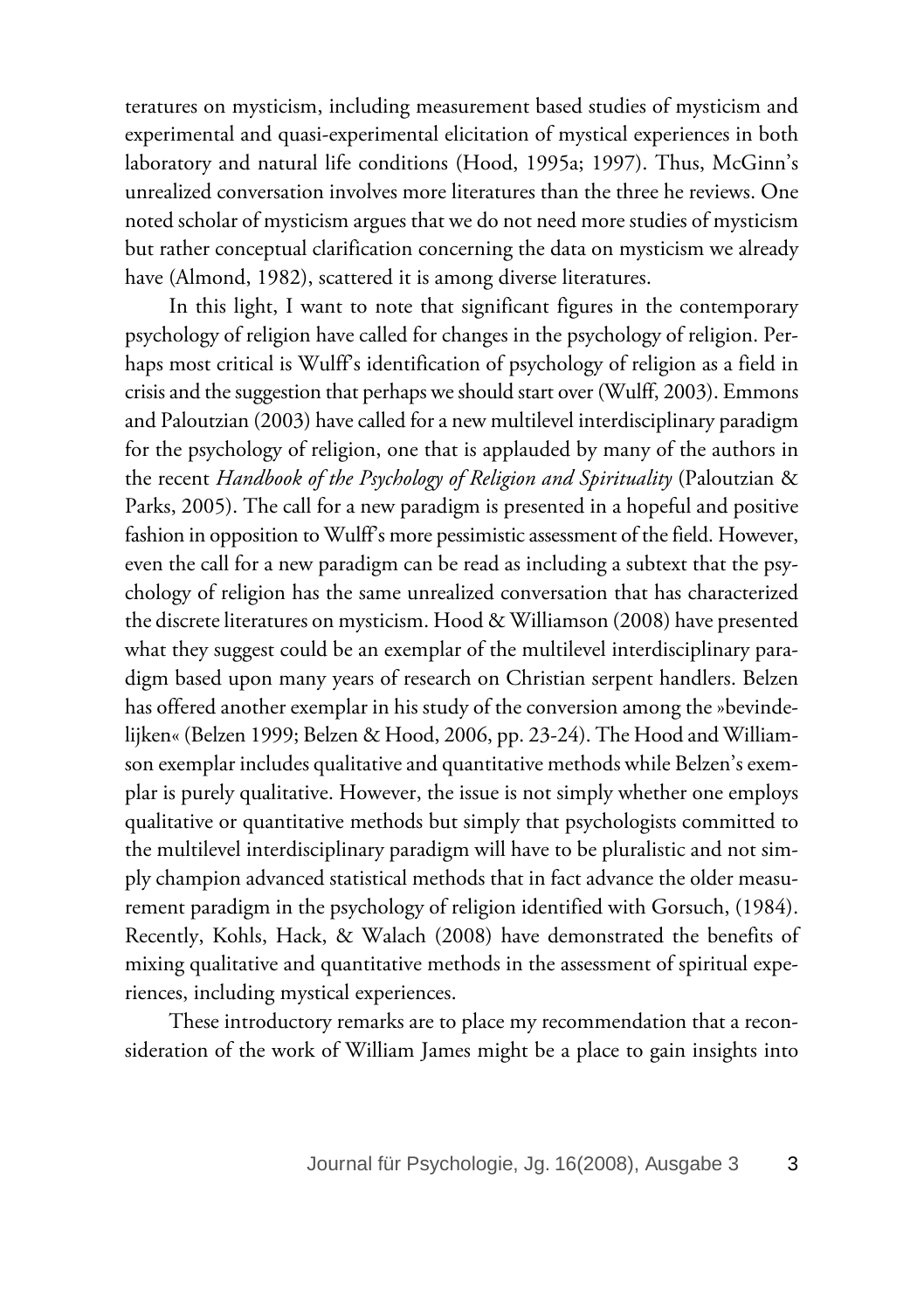teratures on mysticism, including measurement based studies of mysticism and experimental and quasi-experimental elicitation of mystical experiences in both laboratory and natural life conditions (Hood, 1995a; 1997). Thus, McGinn's unrealized conversation involves more literatures than the three he reviews. One noted scholar of mysticism argues that we do not need more studies of mysticism but rather conceptual clarification concerning the data on mysticism we already have (Almond, 1982), scattered it is among diverse literatures.

In this light, I want to note that significant figures in the contemporary psychology of religion have called for changes in the psychology of religion. Perhaps most critical is Wulff's identification of psychology of religion as a field in crisis and the suggestion that perhaps we should start over (Wulff, 2003). Emmons and Paloutzian (2003) have called for a new multilevel interdisciplinary paradigm for the psychology of religion, one that is applauded by many of the authors in the recent *Handbook of the Psychology of Religion and Spirituality* (Paloutzian & Parks, 2005). The call for a new paradigm is presented in a hopeful and positive fashion in opposition to Wulff's more pessimistic assessment of the field. However, even the call for a new paradigm can be read as including a subtext that the psychology of religion has the same unrealized conversation that has characterized the discrete literatures on mysticism. Hood & Williamson (2008) have presented what they suggest could be an exemplar of the multilevel interdisciplinary paradigm based upon many years of research on Christian serpent handlers. Belzen has offered another exemplar in his study of the conversion among the »bevindelijken« (Belzen 1999; Belzen & Hood, 2006, pp. 23-24). The Hood and Williamson exemplar includes qualitative and quantitative methods while Belzen's exemplar is purely qualitative. However, the issue is not simply whether one employs qualitative or quantitative methods but simply that psychologists committed to the multilevel interdisciplinary paradigm will have to be pluralistic and not simply champion advanced statistical methods that in fact advance the older measurement paradigm in the psychology of religion identified with Gorsuch, (1984). Recently, Kohls, Hack, & Walach (2008) have demonstrated the benefits of mixing qualitative and quantitative methods in the assessment of spiritual experiences, including mystical experiences.

These introductory remarks are to place my recommendation that a reconsideration of the work of William James might be a place to gain insights into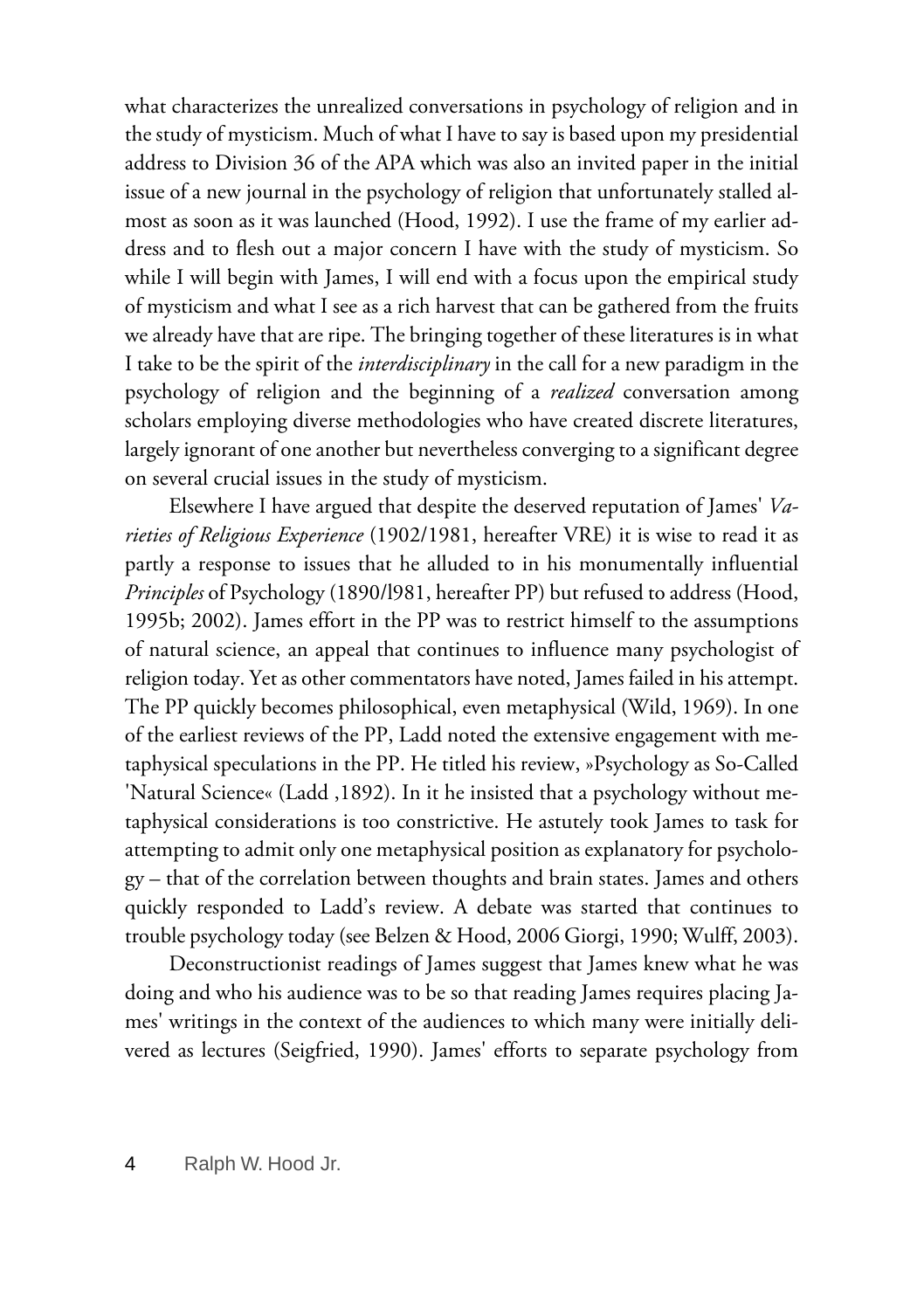what characterizes the unrealized conversations in psychology of religion and in the study of mysticism. Much of what I have to say is based upon my presidential address to Division 36 of the APA which was also an invited paper in the initial issue of a new journal in the psychology of religion that unfortunately stalled almost as soon as it was launched (Hood, 1992). I use the frame of my earlier address and to flesh out a major concern I have with the study of mysticism. So while I will begin with James, I will end with a focus upon the empirical study of mysticism and what I see as a rich harvest that can be gathered from the fruits we already have that are ripe. The bringing together of these literatures is in what I take to be the spirit of the *interdisciplinary* in the call for a new paradigm in the psychology of religion and the beginning of a *realized* conversation among scholars employing diverse methodologies who have created discrete literatures, largely ignorant of one another but nevertheless converging to a significant degree on several crucial issues in the study of mysticism.

Elsewhere I have argued that despite the deserved reputation of James' *Varieties of Religious Experience* (1902/1981, hereafter VRE) it is wise to read it as partly a response to issues that he alluded to in his monumentally influential *Principles* of Psychology (1890/l981, hereafter PP) but refused to address (Hood, 1995b; 2002). James effort in the PP was to restrict himself to the assumptions of natural science, an appeal that continues to influence many psychologist of religion today. Yet as other commentators have noted, James failed in his attempt. The PP quickly becomes philosophical, even metaphysical (Wild, 1969). In one of the earliest reviews of the PP, Ladd noted the extensive engagement with metaphysical speculations in the PP. He titled his review, »Psychology as So-Called 'Natural Science« (Ladd ,1892). In it he insisted that a psychology without metaphysical considerations is too constrictive. He astutely took James to task for attempting to admit only one metaphysical position as explanatory for psychology – that of the correlation between thoughts and brain states. James and others quickly responded to Ladd's review. A debate was started that continues to trouble psychology today (see Belzen & Hood, 2006 Giorgi, 1990; Wulff, 2003).

Deconstructionist readings of James suggest that James knew what he was doing and who his audience was to be so that reading James requires placing James' writings in the context of the audiences to which many were initially delivered as lectures (Seigfried, 1990). James' efforts to separate psychology from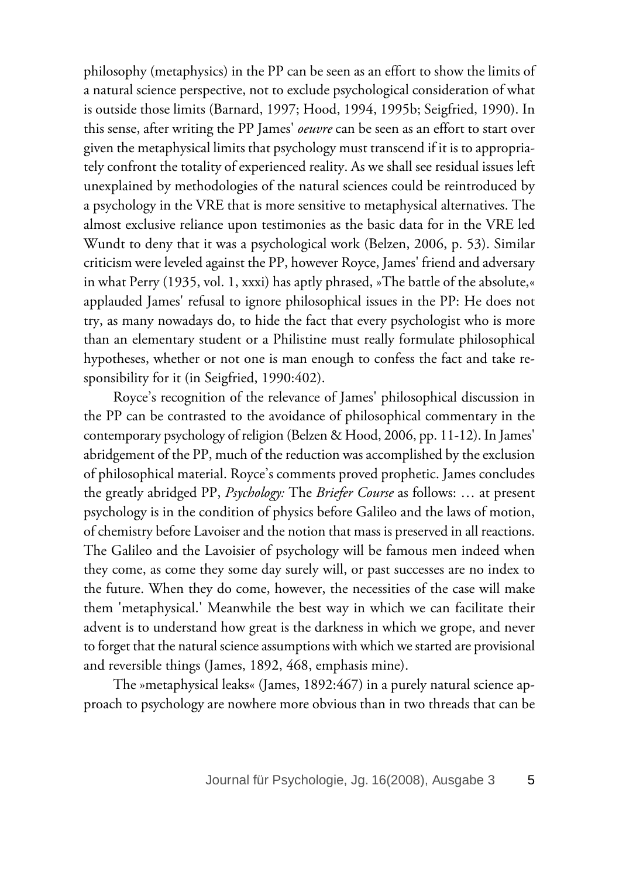philosophy (metaphysics) in the PP can be seen as an effort to show the limits of a natural science perspective, not to exclude psychological consideration of what is outside those limits (Barnard, 1997; Hood, 1994, 1995b; Seigfried, 1990). In this sense, after writing the PP James' *oeuvre* can be seen as an effort to start over given the metaphysical limits that psychology must transcend if it is to appropriately confront the totality of experienced reality. As we shall see residual issues left unexplained by methodologies of the natural sciences could be reintroduced by a psychology in the VRE that is more sensitive to metaphysical alternatives. The almost exclusive reliance upon testimonies as the basic data for in the VRE led Wundt to deny that it was a psychological work (Belzen, 2006, p. 53). Similar criticism were leveled against the PP, however Royce, James' friend and adversary in what Perry (1935, vol. 1, xxxi) has aptly phrased, »The battle of the absolute,« applauded James' refusal to ignore philosophical issues in the PP: He does not try, as many nowadays do, to hide the fact that every psychologist who is more than an elementary student or a Philistine must really formulate philosophical hypotheses, whether or not one is man enough to confess the fact and take responsibility for it (in Seigfried, 1990:402).

Royce's recognition of the relevance of James' philosophical discussion in the PP can be contrasted to the avoidance of philosophical commentary in the contemporary psychology of religion (Belzen & Hood, 2006, pp. 11-12). In James' abridgement of the PP, much of the reduction was accomplished by the exclusion of philosophical material. Royce's comments proved prophetic. James concludes the greatly abridged PP, *Psychology:* The *Briefer Course* as follows: … at present psychology is in the condition of physics before Galileo and the laws of motion, of chemistry before Lavoiser and the notion that mass is preserved in all reactions. The Galileo and the Lavoisier of psychology will be famous men indeed when they come, as come they some day surely will, or past successes are no index to the future. When they do come, however, the necessities of the case will make them 'metaphysical.' Meanwhile the best way in which we can facilitate their advent is to understand how great is the darkness in which we grope, and never to forget that the natural science assumptions with which we started are provisional and reversible things (James, 1892, 468, emphasis mine).

The »metaphysical leaks« (James, 1892:467) in a purely natural science approach to psychology are nowhere more obvious than in two threads that can be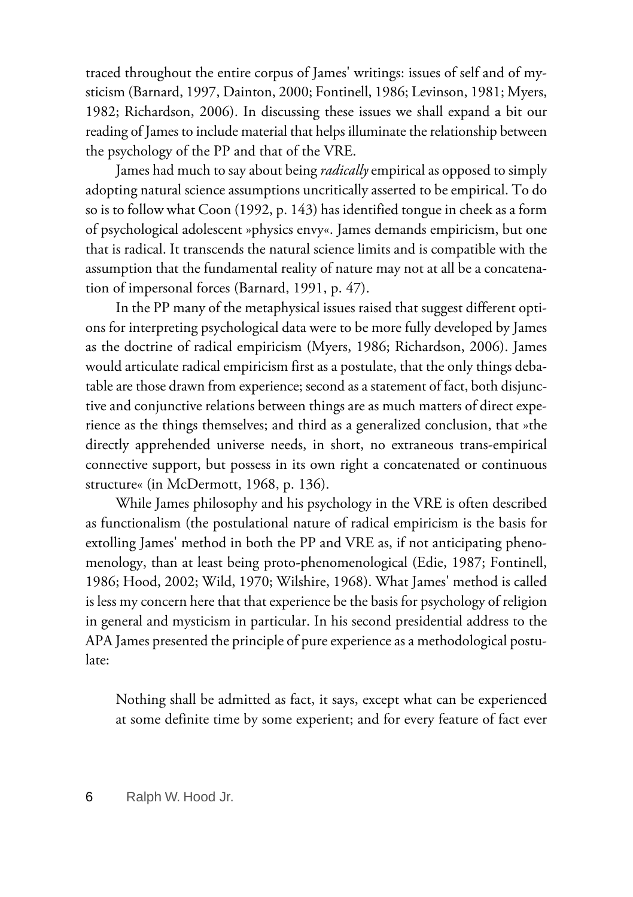traced throughout the entire corpus of James' writings: issues of self and of mysticism (Barnard, 1997, Dainton, 2000; Fontinell, 1986; Levinson, 1981; Myers, 1982; Richardson, 2006). In discussing these issues we shall expand a bit our reading of James to include material that helps illuminate the relationship between the psychology of the PP and that of the VRE.

James had much to say about being *radically* empirical as opposed to simply adopting natural science assumptions uncritically asserted to be empirical. To do so is to follow what Coon (1992, p. 143) has identified tongue in cheek as a form of psychological adolescent »physics envy«. James demands empiricism, but one that is radical. It transcends the natural science limits and is compatible with the assumption that the fundamental reality of nature may not at all be a concatenation of impersonal forces (Barnard, 1991, p. 47).

In the PP many of the metaphysical issues raised that suggest different options for interpreting psychological data were to be more fully developed by James as the doctrine of radical empiricism (Myers, 1986; Richardson, 2006). James would articulate radical empiricism first as a postulate, that the only things debatable are those drawn from experience; second as a statement of fact, both disjunctive and conjunctive relations between things are as much matters of direct experience as the things themselves; and third as a generalized conclusion, that »the directly apprehended universe needs, in short, no extraneous trans-empirical connective support, but possess in its own right a concatenated or continuous structure« (in McDermott, 1968, p. 136).

While James philosophy and his psychology in the VRE is often described as functionalism (the postulational nature of radical empiricism is the basis for extolling James' method in both the PP and VRE as, if not anticipating phenomenology, than at least being proto-phenomenological (Edie, 1987; Fontinell, 1986; Hood, 2002; Wild, 1970; Wilshire, 1968). What James' method is called is less my concern here that that experience be the basis for psychology of religion in general and mysticism in particular. In his second presidential address to the APA James presented the principle of pure experience as a methodological postulate:

> Nothing shall be admitted as fact, it says, except what can be experienced at some definite time by some experient; and for every feature of fact ever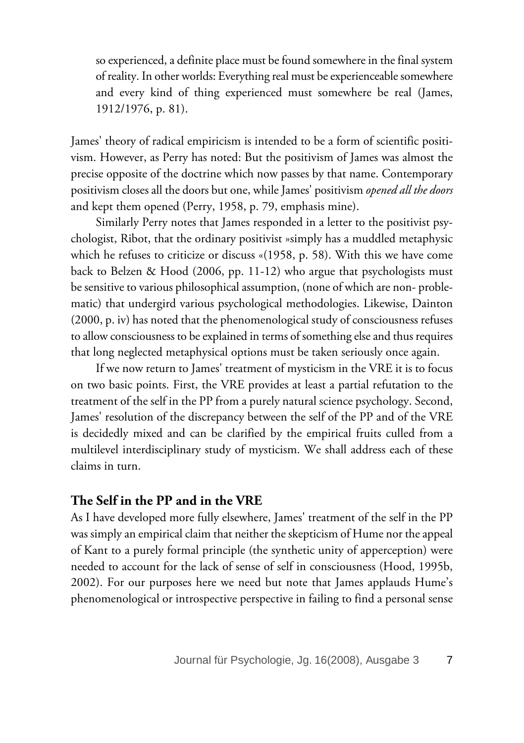so experienced, a definite place must be found somewhere in the final system of reality. In other worlds: Everything real must be experienceable somewhere and every kind of thing experienced must somewhere be real (James, 1912/1976, p. 81).

James' theory of radical empiricism is intended to be a form of scientific positivism. However, as Perry has noted: But the positivism of James was almost the precise opposite of the doctrine which now passes by that name. Contemporary positivism closes all the doors but one, while James' positivism *opened all the doors* and kept them opened (Perry, 1958, p. 79, emphasis mine).

Similarly Perry notes that James responded in a letter to the positivist psychologist, Ribot, that the ordinary positivist »simply has a muddled metaphysic which he refuses to criticize or discuss «(1958, p. 58). With this we have come back to Belzen & Hood (2006, pp. 11-12) who argue that psychologists must be sensitive to various philosophical assumption, (none of which are non- problematic) that undergird various psychological methodologies. Likewise, Dainton (2000, p. iv) has noted that the phenomenological study of consciousness refuses to allow consciousness to be explained in terms of something else and thus requires that long neglected metaphysical options must be taken seriously once again.

If we now return to James' treatment of mysticism in the VRE it is to focus on two basic points. First, the VRE provides at least a partial refutation to the treatment of the self in the PP from a purely natural science psychology. Second, James' resolution of the discrepancy between the self of the PP and of the VRE is decidedly mixed and can be clarified by the empirical fruits culled from a multilevel interdisciplinary study of mysticism. We shall address each of these claims in turn.

## The Self in the PP and in the VRE

As I have developed more fully elsewhere, James' treatment of the self in the PP was simply an empirical claim that neither the skepticism of Hume nor the appeal of Kant to a purely formal principle (the synthetic unity of apperception) were needed to account for the lack of sense of self in consciousness (Hood, 1995b, 2002). For our purposes here we need but note that James applauds Hume's phenomenological or introspective perspective in failing to find a personal sense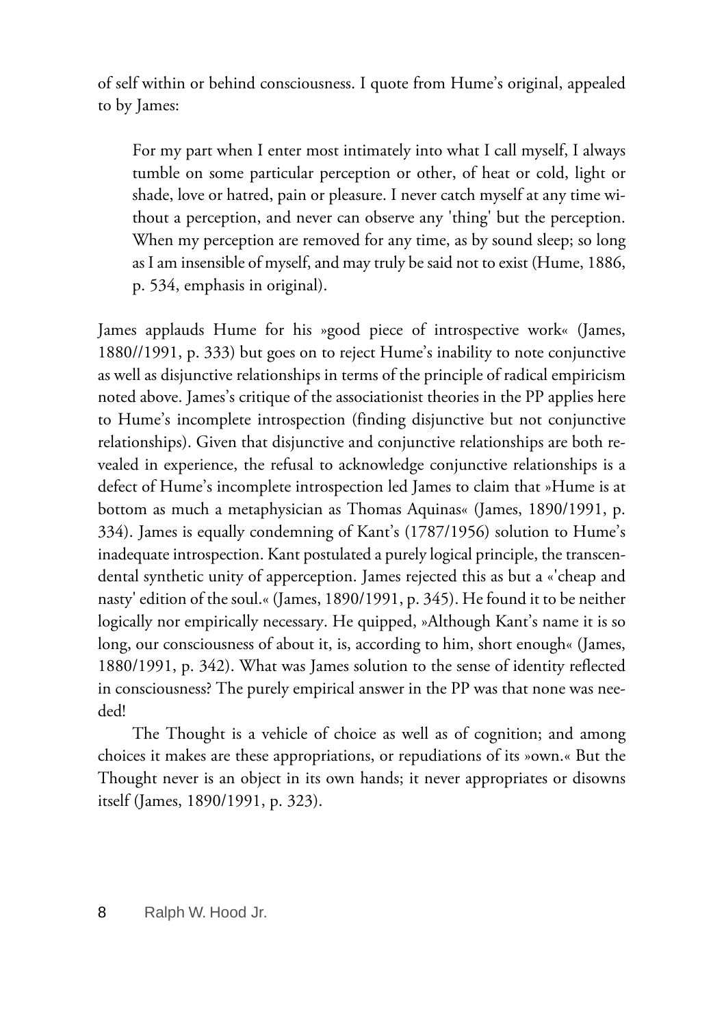of self within or behind consciousness. I quote from Hume's original, appealed to by James:

> For my part when I enter most intimately into what I call myself, I always tumble on some particular perception or other, of heat or cold, light or shade, love or hatred, pain or pleasure. I never catch myself at any time without a perception, and never can observe any 'thing' but the perception. When my perception are removed for any time, as by sound sleep; so long as I am insensible of myself, and may truly be said not to exist (Hume, 1886, p. 534, emphasis in original).

James applauds Hume for his »good piece of introspective work« (James, 1880//1991, p. 333) but goes on to reject Hume's inability to note conjunctive as well as disjunctive relationships in terms of the principle of radical empiricism noted above. James's critique of the associationist theories in the PP applies here to Hume's incomplete introspection (finding disjunctive but not conjunctive relationships). Given that disjunctive and conjunctive relationships are both revealed in experience, the refusal to acknowledge conjunctive relationships is a defect of Hume's incomplete introspection led James to claim that »Hume is at bottom as much a metaphysician as Thomas Aquinas« (James, 1890/1991, p. 334). James is equally condemning of Kant's (1787/1956) solution to Hume's inadequate introspection. Kant postulated a purely logical principle, the transcendental synthetic unity of apperception. James rejected this as but a «'cheap and nasty' edition of the soul.« (James, 1890/1991, p. 345). He found it to be neither logically nor empirically necessary. He quipped, »Although Kant's name it is so long, our consciousness of about it, is, according to him, short enough« (James, 1880/1991, p. 342). What was James solution to the sense of identity reflected in consciousness? The purely empirical answer in the PP was that none was needed!

> The Thought is a vehicle of choice as well as of cognition; and among choices it makes are these appropriations, or repudiations of its »own.« But the Thought never is an object in its own hands; it never appropriates or disowns itself (James, 1890/1991, p. 323).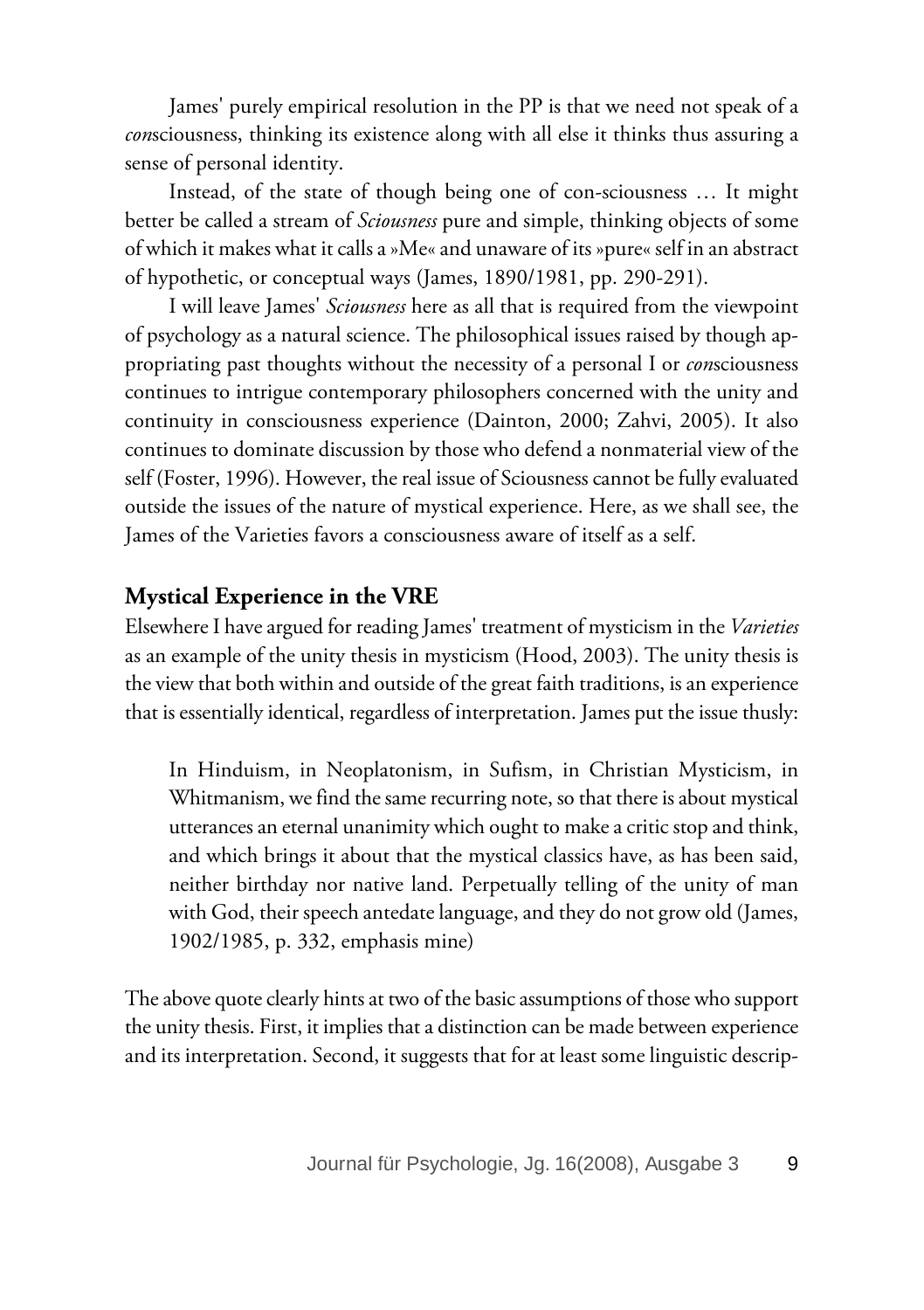James' purely empirical resolution in the PP is that we need not speak of a *con*sciousness, thinking its existence along with all else it thinks thus assuring a sense of personal identity.

Instead, of the state of though being one of con-sciousness … It might better be called a stream of *Sciousness* pure and simple, thinking objects of some of which it makes what it calls a »Me« and unaware of its »pure« self in an abstract of hypothetic, or conceptual ways (James, 1890/1981, pp. 290-291).

I will leave James' *Sciousness* here as all that is required from the viewpoint of psychology as a natural science. The philosophical issues raised by though appropriating past thoughts without the necessity of a personal I or *con*sciousness continues to intrigue contemporary philosophers concerned with the unity and continuity in consciousness experience (Dainton, 2000; Zahvi, 2005). It also continues to dominate discussion by those who defend a nonmaterial view of the self (Foster, 1996). However, the real issue of Sciousness cannot be fully evaluated outside the issues of the nature of mystical experience. Here, as we shall see, the James of the Varieties favors a consciousness aware of itself as a self.

## Mystical Experience in the VRE

Elsewhere I have argued for reading James' treatment of mysticism in the *Varieties* as an example of the unity thesis in mysticism (Hood, 2003). The unity thesis is the view that both within and outside of the great faith traditions, is an experience that is essentially identical, regardless of interpretation. James put the issue thusly:

> In Hinduism, in Neoplatonism, in Sufism, in Christian Mysticism, in Whitmanism, we find the same recurring note, so that there is about mystical utterances an eternal unanimity which ought to make a critic stop and think, and which brings it about that the mystical classics have, as has been said, neither birthday nor native land. Perpetually telling of the unity of man with God, their speech antedate language, and they do not grow old (James, 1902/1985, p. 332, emphasis mine)

The above quote clearly hints at two of the basic assumptions of those who support the unity thesis. First, it implies that a distinction can be made between experience and its interpretation. Second, it suggests that for at least some linguistic descrip-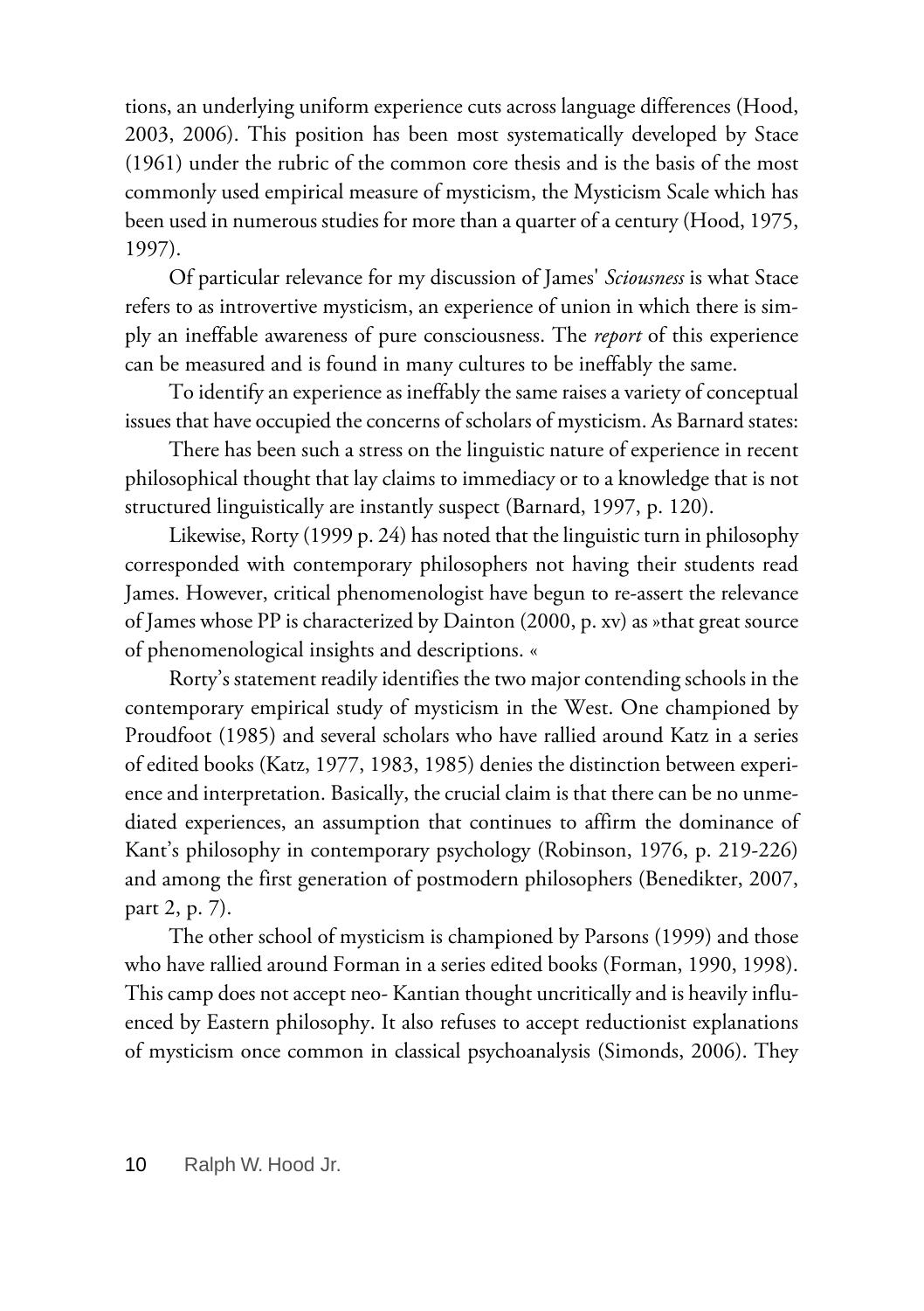tions, an underlying uniform experience cuts across language differences (Hood, 2003, 2006). This position has been most systematically developed by Stace (1961) under the rubric of the common core thesis and is the basis of the most commonly used empirical measure of mysticism, the Mysticism Scale which has been used in numerous studies for more than a quarter of a century (Hood, 1975, 1997).

Of particular relevance for my discussion of James' *Sciousness* is what Stace refers to as introvertive mysticism, an experience of union in which there is simply an ineffable awareness of pure consciousness. The *report* of this experience can be measured and is found in many cultures to be ineffably the same.

To identify an experience as ineffably the same raises a variety of conceptual issues that have occupied the concerns of scholars of mysticism. As Barnard states:

There has been such a stress on the linguistic nature of experience in recent philosophical thought that lay claims to immediacy or to a knowledge that is not structured linguistically are instantly suspect (Barnard, 1997, p. 120).

Likewise, Rorty (1999 p. 24) has noted that the linguistic turn in philosophy corresponded with contemporary philosophers not having their students read James. However, critical phenomenologist have begun to re-assert the relevance of James whose PP is characterized by Dainton (2000, p. xv) as »that great source of phenomenological insights and descriptions. «

Rorty's statement readily identifies the two major contending schools in the contemporary empirical study of mysticism in the West. One championed by Proudfoot (1985) and several scholars who have rallied around Katz in a series of edited books (Katz, 1977, 1983, 1985) denies the distinction between experience and interpretation. Basically, the crucial claim is that there can be no unmediated experiences, an assumption that continues to affirm the dominance of Kant's philosophy in contemporary psychology (Robinson, 1976, p. 219-226) and among the first generation of postmodern philosophers (Benedikter, 2007, part 2, p. 7).

The other school of mysticism is championed by Parsons (1999) and those who have rallied around Forman in a series edited books (Forman, 1990, 1998). This camp does not accept neo- Kantian thought uncritically and is heavily influenced by Eastern philosophy. It also refuses to accept reductionist explanations of mysticism once common in classical psychoanalysis (Simonds, 2006). They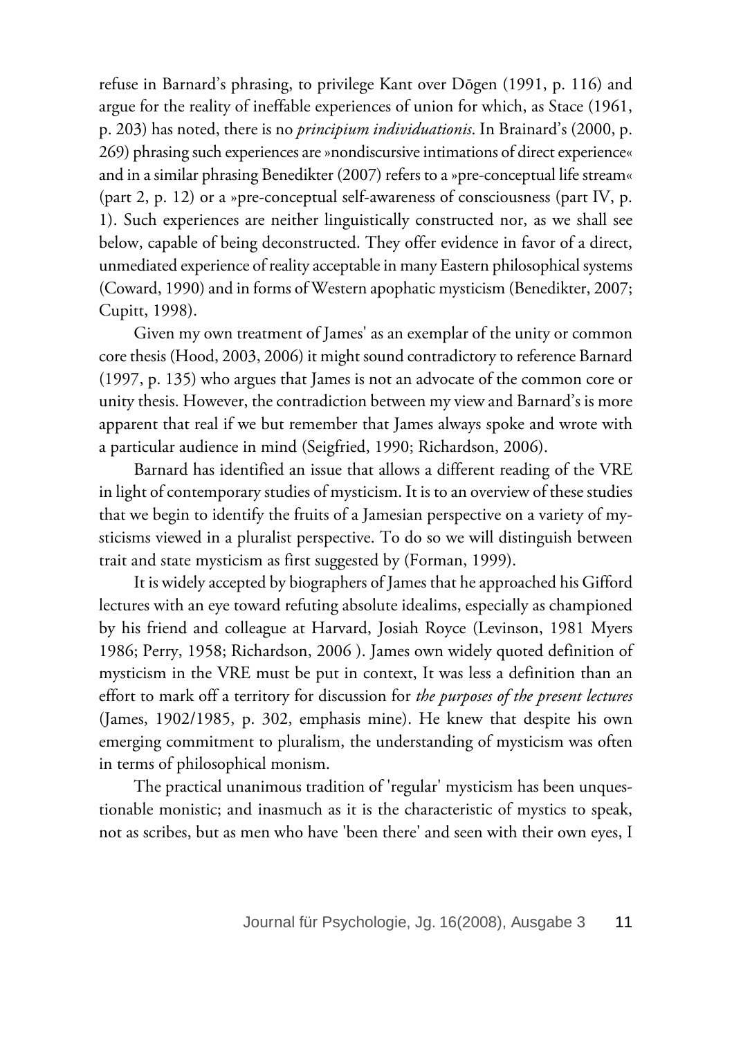refuse in Barnard's phrasing, to privilege Kant over Dōgen (1991, p. 116) and argue for the reality of ineffable experiences of union for which, as Stace (1961, p. 203) has noted, there is no *principium individuationis*. In Brainard's (2000, p. 269) phrasing such experiences are »nondiscursive intimations of direct experience« and in a similar phrasing Benedikter (2007) refers to a »pre-conceptual life stream« (part 2, p. 12) or a »pre-conceptual self-awareness of consciousness (part IV, p. 1). Such experiences are neither linguistically constructed nor, as we shall see below, capable of being deconstructed. They offer evidence in favor of a direct, unmediated experience of reality acceptable in many Eastern philosophical systems (Coward, 1990) and in forms of Western apophatic mysticism (Benedikter, 2007; Cupitt, 1998).

Given my own treatment of James' as an exemplar of the unity or common core thesis (Hood, 2003, 2006) it might sound contradictory to reference Barnard (1997, p. 135) who argues that James is not an advocate of the common core or unity thesis. However, the contradiction between my view and Barnard's is more apparent that real if we but remember that James always spoke and wrote with a particular audience in mind (Seigfried, 1990; Richardson, 2006).

Barnard has identified an issue that allows a different reading of the VRE in light of contemporary studies of mysticism. It is to an overview of these studies that we begin to identify the fruits of a Jamesian perspective on a variety of mysticisms viewed in a pluralist perspective. To do so we will distinguish between trait and state mysticism as first suggested by (Forman, 1999).

It is widely accepted by biographers of James that he approached his Gifford lectures with an eye toward refuting absolute idealims, especially as championed by his friend and colleague at Harvard, Josiah Royce (Levinson, 1981 Myers 1986; Perry, 1958; Richardson, 2006 ). James own widely quoted definition of mysticism in the VRE must be put in context, It was less a definition than an effort to mark off a territory for discussion for *the purposes of the present lectures* (James, 1902/1985, p. 302, emphasis mine). He knew that despite his own emerging commitment to pluralism, the understanding of mysticism was often in terms of philosophical monism.

The practical unanimous tradition of 'regular' mysticism has been unquestionable monistic; and inasmuch as it is the characteristic of mystics to speak, not as scribes, but as men who have 'been there' and seen with their own eyes, I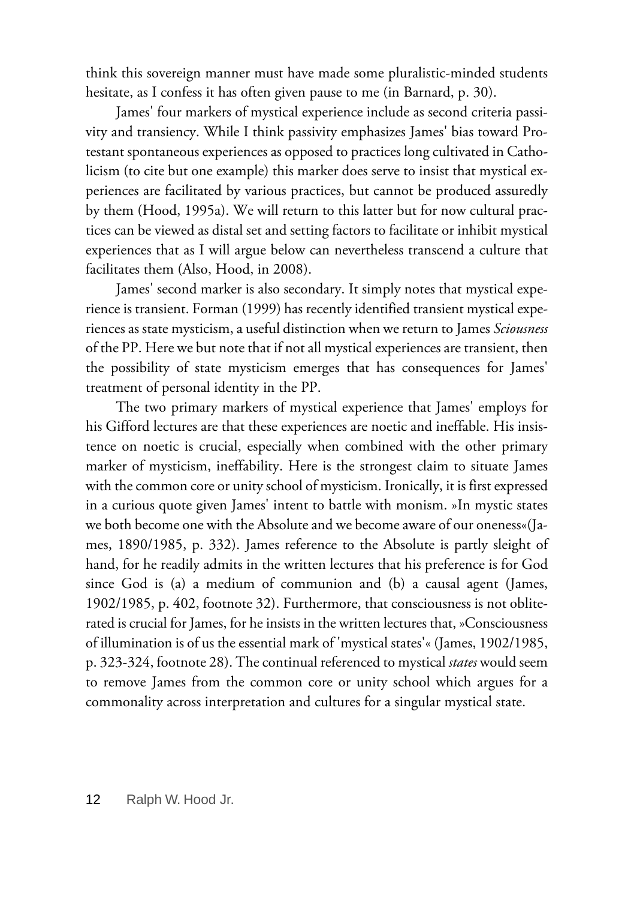think this sovereign manner must have made some pluralistic-minded students hesitate, as I confess it has often given pause to me (in Barnard, p. 30).

James' four markers of mystical experience include as second criteria passivity and transiency. While I think passivity emphasizes James' bias toward Protestant spontaneous experiences as opposed to practices long cultivated in Catholicism (to cite but one example) this marker does serve to insist that mystical experiences are facilitated by various practices, but cannot be produced assuredly by them (Hood, 1995a). We will return to this latter but for now cultural practices can be viewed as distal set and setting factors to facilitate or inhibit mystical experiences that as I will argue below can nevertheless transcend a culture that facilitates them (Also, Hood, in 2008).

James' second marker is also secondary. It simply notes that mystical experience is transient. Forman (1999) has recently identified transient mystical experiences as state mysticism, a useful distinction when we return to James *Sciousness* of the PP. Here we but note that if not all mystical experiences are transient, then the possibility of state mysticism emerges that has consequences for James' treatment of personal identity in the PP.

The two primary markers of mystical experience that James' employs for his Gifford lectures are that these experiences are noetic and ineffable. His insistence on noetic is crucial, especially when combined with the other primary marker of mysticism, ineffability. Here is the strongest claim to situate James with the common core or unity school of mysticism. Ironically, it is first expressed in a curious quote given James' intent to battle with monism. »In mystic states we both become one with the Absolute and we become aware of our oneness«(James, 1890/1985, p. 332). James reference to the Absolute is partly sleight of hand, for he readily admits in the written lectures that his preference is for God since God is (a) a medium of communion and (b) a causal agent (James, 1902/1985, p. 402, footnote 32). Furthermore, that consciousness is not obliterated is crucial for James, for he insists in the written lectures that, »Consciousness of illumination is of us the essential mark of 'mystical states'« (James, 1902/1985, p. 323-324, footnote 28). The continual referenced to mystical *states* would seem to remove James from the common core or unity school which argues for a commonality across interpretation and cultures for a singular mystical state.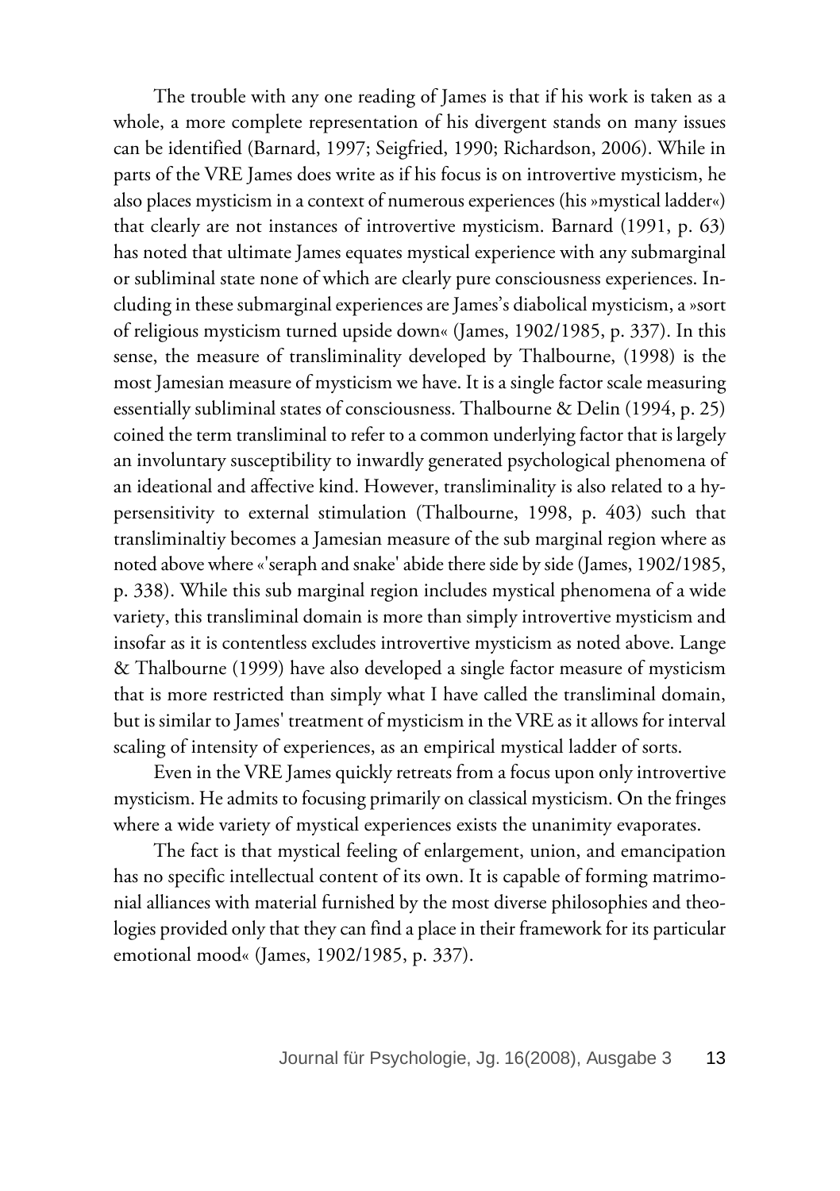The trouble with any one reading of James is that if his work is taken as a whole, a more complete representation of his divergent stands on many issues can be identified (Barnard, 1997; Seigfried, 1990; Richardson, 2006). While in parts of the VRE James does write as if his focus is on introvertive mysticism, he also places mysticism in a context of numerous experiences (his »mystical ladder«) that clearly are not instances of introvertive mysticism. Barnard (1991, p. 63) has noted that ultimate James equates mystical experience with any submarginal or subliminal state none of which are clearly pure consciousness experiences. Including in these submarginal experiences are James's diabolical mysticism, a »sort of religious mysticism turned upside down« (James, 1902/1985, p. 337). In this sense, the measure of transliminality developed by Thalbourne, (1998) is the most Jamesian measure of mysticism we have. It is a single factor scale measuring essentially subliminal states of consciousness. Thalbourne & Delin (1994, p. 25) coined the term transliminal to refer to a common underlying factor that is largely an involuntary susceptibility to inwardly generated psychological phenomena of an ideational and affective kind. However, transliminality is also related to a hypersensitivity to external stimulation (Thalbourne, 1998, p. 403) such that transliminaltiy becomes a Jamesian measure of the sub marginal region where as noted above where «'seraph and snake' abide there side by side (James, 1902/1985, p. 338). While this sub marginal region includes mystical phenomena of a wide variety, this transliminal domain is more than simply introvertive mysticism and insofar as it is contentless excludes introvertive mysticism as noted above. Lange & Thalbourne (1999) have also developed a single factor measure of mysticism that is more restricted than simply what I have called the transliminal domain, but is similar to James' treatment of mysticism in the VRE as it allows for interval scaling of intensity of experiences, as an empirical mystical ladder of sorts.

Even in the VRE James quickly retreats from a focus upon only introvertive mysticism. He admits to focusing primarily on classical mysticism. On the fringes where a wide variety of mystical experiences exists the unanimity evaporates.

The fact is that mystical feeling of enlargement, union, and emancipation has no specific intellectual content of its own. It is capable of forming matrimonial alliances with material furnished by the most diverse philosophies and theologies provided only that they can find a place in their framework for its particular emotional mood« (James, 1902/1985, p. 337).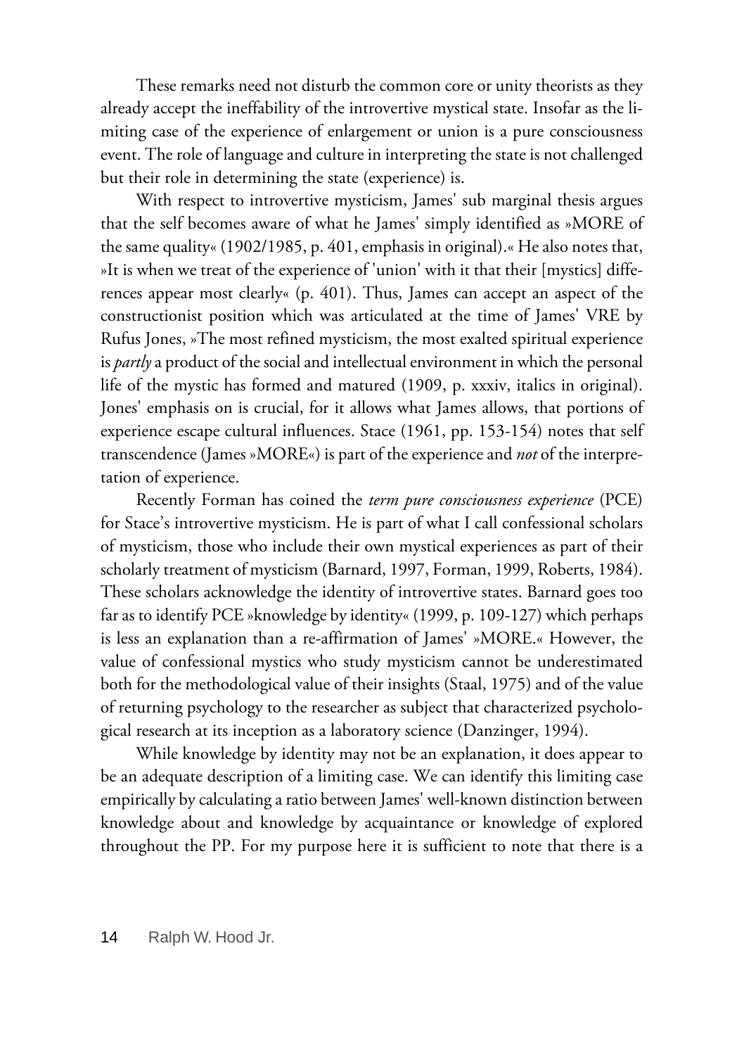These remarks need not disturb the common core or unity theorists as they already accept the ineffability of the introvertive mystical state. Insofar as the limiting case of the experience of enlargement or union is a pure consciousness event. The role of language and culture in interpreting the state is not challenged but their role in determining the state (experience) is.

With respect to introvertive mysticism, James' sub marginal thesis argues that the self becomes aware of what he James' simply identified as »MORE of the same quality« (1902/1985, p. 401, emphasis in original).« He also notes that, »It is when we treat of the experience of 'union' with it that their [mystics] differences appear most clearly« (p. 401). Thus, James can accept an aspect of the constructionist position which was articulated at the time of James' VRE by Rufus Jones, »The most refined mysticism, the most exalted spiritual experience is *partly* a product of the social and intellectual environment in which the personal life of the mystic has formed and matured (1909, p. xxxiv, italics in original). Jones' emphasis on is crucial, for it allows what James allows, that portions of experience escape cultural influences. Stace (1961, pp. 153-154) notes that self transcendence (James »MORE«) is part of the experience and *not* of the interpretation of experience.

Recently Forman has coined the *term pure consciousness experience* (PCE) for Stace's introvertive mysticism. He is part of what I call confessional scholars of mysticism, those who include their own mystical experiences as part of their scholarly treatment of mysticism (Barnard, 1997, Forman, 1999, Roberts, 1984). These scholars acknowledge the identity of introvertive states. Barnard goes too far as to identify PCE »knowledge by identity« (1999, p. 109-127) which perhaps is less an explanation than a re-affirmation of James' »MORE.« However, the value of confessional mystics who study mysticism cannot be underestimated both for the methodological value of their insights (Staal, 1975) and of the value of returning psychology to the researcher as subject that characterized psychological research at its inception as a laboratory science (Danzinger, 1994).

While knowledge by identity may not be an explanation, it does appear to be an adequate description of a limiting case. We can identify this limiting case empirically by calculating a ratio between James' well-known distinction between knowledge about and knowledge by acquaintance or knowledge of explored throughout the PP. For my purpose here it is sufficient to note that there is a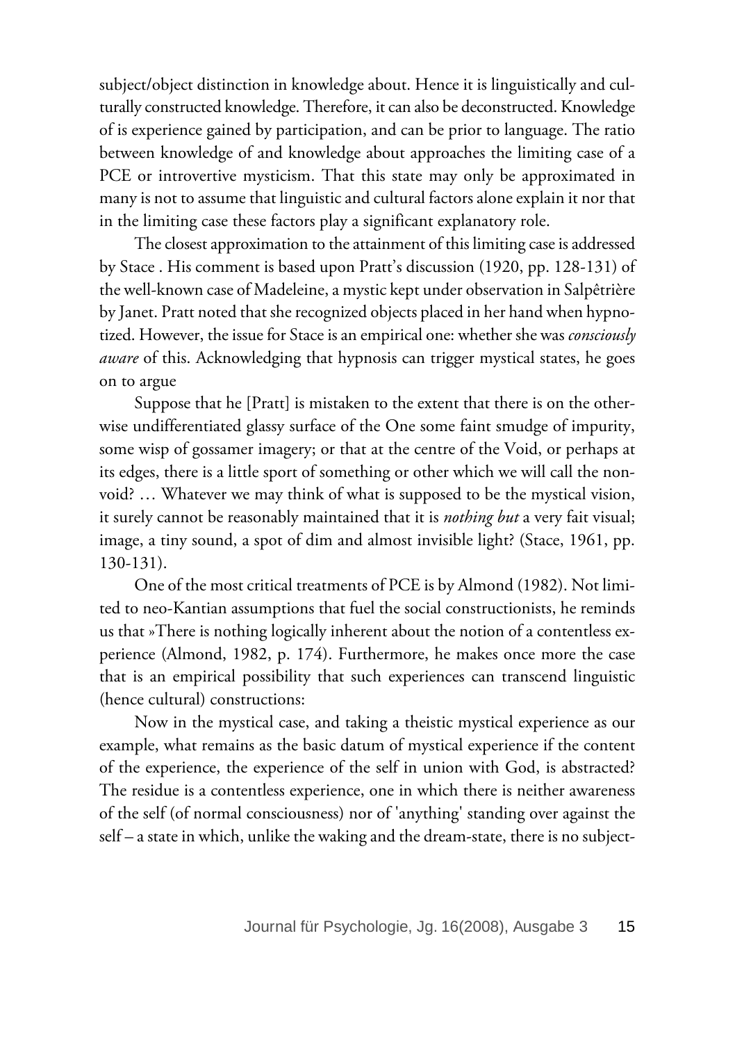subject/object distinction in knowledge about. Hence it is linguistically and culturally constructed knowledge. Therefore, it can also be deconstructed. Knowledge of is experience gained by participation, and can be prior to language. The ratio between knowledge of and knowledge about approaches the limiting case of a PCE or introvertive mysticism. That this state may only be approximated in many is not to assume that linguistic and cultural factors alone explain it nor that in the limiting case these factors play a significant explanatory role.

The closest approximation to the attainment of this limiting case is addressed by Stace . His comment is based upon Pratt's discussion (1920, pp. 128-131) of the well-known case of Madeleine, a mystic kept under observation in Salpêtrière by Janet. Pratt noted that she recognized objects placed in her hand when hypnotized. However, the issue for Stace is an empirical one: whether she was *consciously aware* of this. Acknowledging that hypnosis can trigger mystical states, he goes on to argue

Suppose that he [Pratt] is mistaken to the extent that there is on the otherwise undifferentiated glassy surface of the One some faint smudge of impurity, some wisp of gossamer imagery; or that at the centre of the Void, or perhaps at its edges, there is a little sport of something or other which we will call the non-void? … Whatever we may think of what is supposed to be the mystical vision, it surely cannot be reasonably maintained that it is *nothing but* a very fait visual; image, a tiny sound, a spot of dim and almost invisible light? (Stace, 1961, pp. 130-131).

One of the most critical treatments of PCE is by Almond (1982). Not limited to neo-Kantian assumptions that fuel the social constructionists, he reminds us that »There is nothing logically inherent about the notion of a contentless experience (Almond, 1982, p. 174). Furthermore, he makes once more the case that is an empirical possibility that such experiences can transcend linguistic (hence cultural) constructions:

Now in the mystical case, and taking a theistic mystical experience as our example, what remains as the basic datum of mystical experience if the content of the experience, the experience of the self in union with God, is abstracted? The residue is a contentless experience, one in which there is neither awareness of the self (of normal consciousness) nor of 'anything' standing over against the self – a state in which, unlike the waking and the dream-state, there is no subject-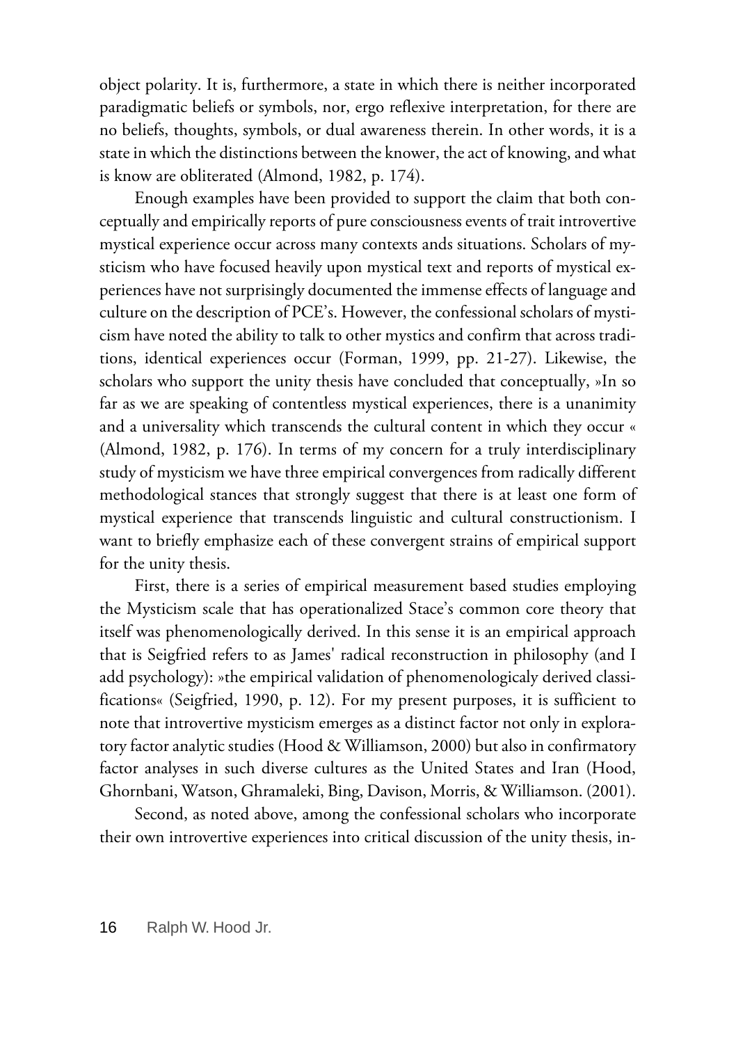object polarity. It is, furthermore, a state in which there is neither incorporated paradigmatic beliefs or symbols, nor, ergo reflexive interpretation, for there are no beliefs, thoughts, symbols, or dual awareness therein. In other words, it is a state in which the distinctions between the knower, the act of knowing, and what is know are obliterated (Almond, 1982, p. 174).

Enough examples have been provided to support the claim that both conceptually and empirically reports of pure consciousness events of trait introvertive mystical experience occur across many contexts ands situations. Scholars of mysticism who have focused heavily upon mystical text and reports of mystical experiences have not surprisingly documented the immense effects of language and culture on the description of PCE's. However, the confessional scholars of mysticism have noted the ability to talk to other mystics and confirm that across traditions, identical experiences occur (Forman, 1999, pp. 21-27). Likewise, the scholars who support the unity thesis have concluded that conceptually, »In so far as we are speaking of contentless mystical experiences, there is a unanimity and a universality which transcends the cultural content in which they occur « (Almond, 1982, p. 176). In terms of my concern for a truly interdisciplinary study of mysticism we have three empirical convergences from radically different methodological stances that strongly suggest that there is at least one form of mystical experience that transcends linguistic and cultural constructionism. I want to briefly emphasize each of these convergent strains of empirical support for the unity thesis.

First, there is a series of empirical measurement based studies employing the Mysticism scale that has operationalized Stace's common core theory that itself was phenomenologically derived. In this sense it is an empirical approach that is Seigfried refers to as James' radical reconstruction in philosophy (and I add psychology): »the empirical validation of phenomenologicaly derived classifications« (Seigfried, 1990, p. 12). For my present purposes, it is sufficient to note that introvertive mysticism emerges as a distinct factor not only in exploratory factor analytic studies (Hood & Williamson, 2000) but also in confirmatory factor analyses in such diverse cultures as the United States and Iran (Hood, Ghornbani, Watson, Ghramaleki, Bing, Davison, Morris, & Williamson. (2001).

Second, as noted above, among the confessional scholars who incorporate their own introvertive experiences into critical discussion of the unity thesis, in-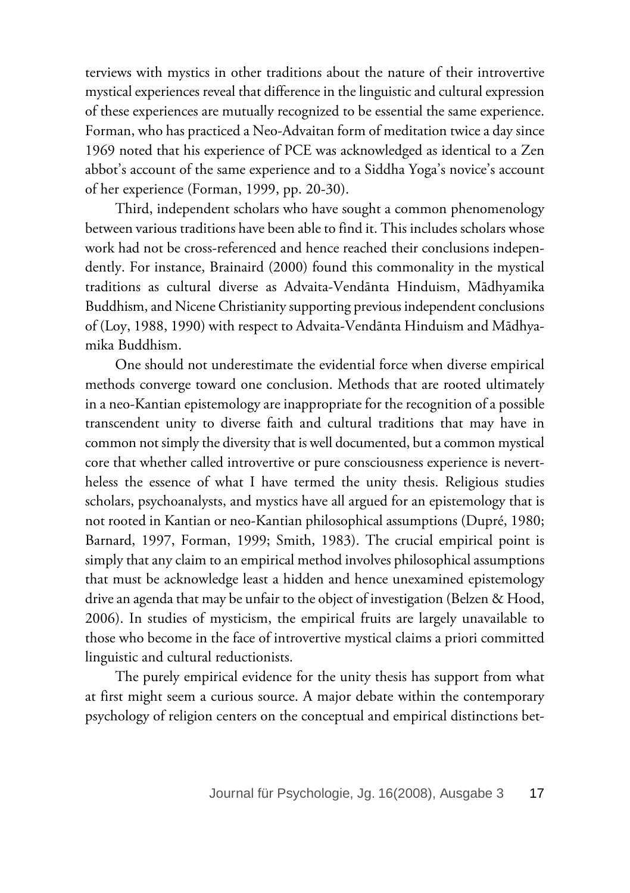terviews with mystics in other traditions about the nature of their introvertive mystical experiences reveal that difference in the linguistic and cultural expression of these experiences are mutually recognized to be essential the same experience. Forman, who has practiced a Neo-Advaitan form of meditation twice a day since 1969 noted that his experience of PCE was acknowledged as identical to a Zen abbot's account of the same experience and to a Siddha Yoga's novice's account of her experience (Forman, 1999, pp. 20-30).

Third, independent scholars who have sought a common phenomenology between various traditions have been able to find it. This includes scholars whose work had not be cross-referenced and hence reached their conclusions independently. For instance, Brainaird (2000) found this commonality in the mystical traditions as cultural diverse as Advaita-Vendānta Hinduism, Mādhyamika Buddhism, and Nicene Christianity supporting previous independent conclusions of (Loy, 1988, 1990) with respect to Advaita-Vendānta Hinduism and Mādhyamika Buddhism.

One should not underestimate the evidential force when diverse empirical methods converge toward one conclusion. Methods that are rooted ultimately in a neo-Kantian epistemology are inappropriate for the recognition of a possible transcendent unity to diverse faith and cultural traditions that may have in common not simply the diversity that is well documented, but a common mystical core that whether called introvertive or pure consciousness experience is nevertheless the essence of what I have termed the unity thesis. Religious studies scholars, psychoanalysts, and mystics have all argued for an epistemology that is not rooted in Kantian or neo-Kantian philosophical assumptions (Dupré, 1980; Barnard, 1997, Forman, 1999; Smith, 1983). The crucial empirical point is simply that any claim to an empirical method involves philosophical assumptions that must be acknowledge least a hidden and hence unexamined epistemology drive an agenda that may be unfair to the object of investigation (Belzen & Hood, 2006). In studies of mysticism, the empirical fruits are largely unavailable to those who become in the face of introvertive mystical claims a priori committed linguistic and cultural reductionists.

The purely empirical evidence for the unity thesis has support from what at first might seem a curious source. A major debate within the contemporary psychology of religion centers on the conceptual and empirical distinctions bet-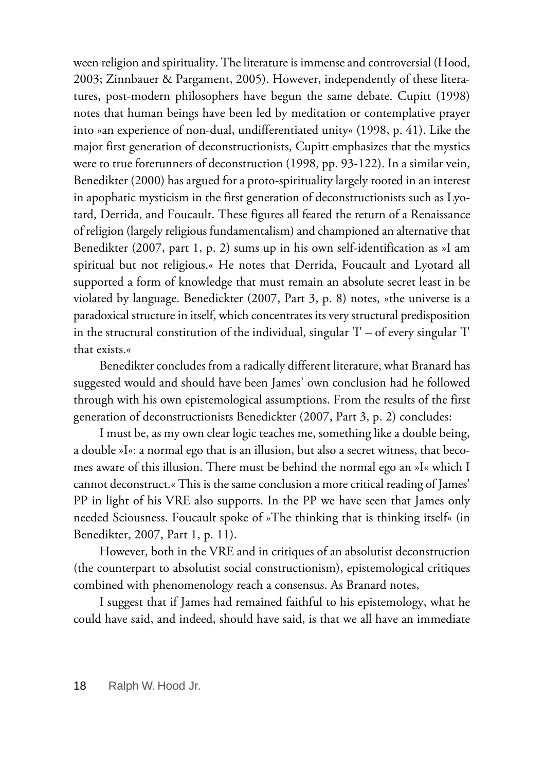ween religion and spirituality. The literature is immense and controversial (Hood, 2003; Zinnbauer & Pargament, 2005). However, independently of these literatures, post-modern philosophers have begun the same debate. Cupitt (1998) notes that human beings have been led by meditation or contemplative prayer into »an experience of non-dual, undifferentiated unity« (1998, p. 41). Like the major first generation of deconstructionists, Cupitt emphasizes that the mystics were to true forerunners of deconstruction (1998, pp. 93-122). In a similar vein, Benedikter (2000) has argued for a proto-spirituality largely rooted in an interest in apophatic mysticism in the first generation of deconstructionists such as Lyotard, Derrida, and Foucault. These figures all feared the return of a Renaissance of religion (largely religious fundamentalism) and championed an alternative that Benedikter (2007, part 1, p. 2) sums up in his own self-identification as »I am spiritual but not religious.« He notes that Derrida, Foucault and Lyotard all supported a form of knowledge that must remain an absolute secret least in be violated by language. Benedickter (2007, Part 3, p. 8) notes, »the universe is a paradoxical structure in itself, which concentrates its very structural predisposition in the structural constitution of the individual, singular 'I' – of every singular 'I' that exists.«

Benedikter concludes from a radically different literature, what Branard has suggested would and should have been James' own conclusion had he followed through with his own epistemological assumptions. From the results of the first generation of deconstructionists Benedickter (2007, Part 3, p. 2) concludes:

I must be, as my own clear logic teaches me, something like a double being, a double »I«: a normal ego that is an illusion, but also a secret witness, that becomes aware of this illusion. There must be behind the normal ego an »I« which I cannot deconstruct.« This is the same conclusion a more critical reading of James' PP in light of his VRE also supports. In the PP we have seen that James only needed Sciousness. Foucault spoke of »The thinking that is thinking itself« (in Benedikter, 2007, Part 1, p. 11).

However, both in the VRE and in critiques of an absolutist deconstruction (the counterpart to absolutist social constructionism), epistemological critiques combined with phenomenology reach a consensus. As Branard notes,

I suggest that if James had remained faithful to his epistemology, what he could have said, and indeed, should have said, is that we all have an immediate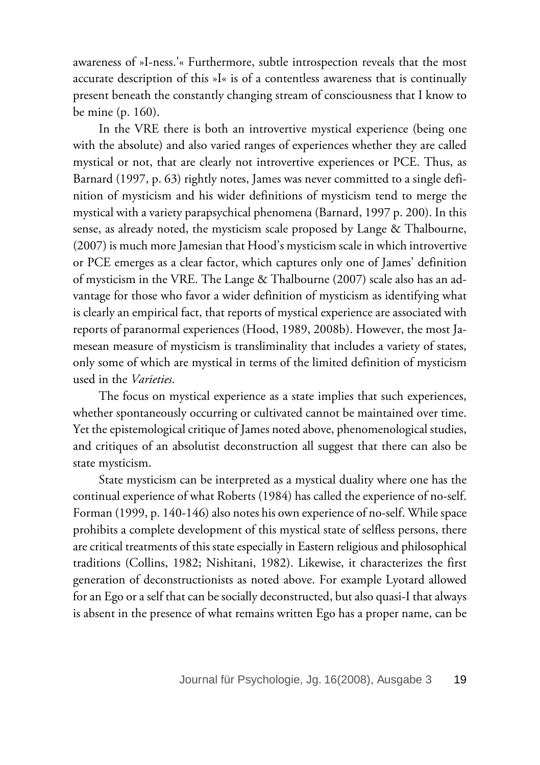awareness of »I-ness.'« Furthermore, subtle introspection reveals that the most accurate description of this »I« is of a contentless awareness that is continually present beneath the constantly changing stream of consciousness that I know to be mine (p. 160).

In the VRE there is both an introvertive mystical experience (being one with the absolute) and also varied ranges of experiences whether they are called mystical or not, that are clearly not introvertive experiences or PCE. Thus, as Barnard (1997, p. 63) rightly notes, James was never committed to a single definition of mysticism and his wider definitions of mysticism tend to merge the mystical with a variety parapsychical phenomena (Barnard, 1997 p. 200). In this sense, as already noted, the mysticism scale proposed by Lange & Thalbourne, (2007) is much more Jamesian that Hood's mysticism scale in which introvertive or PCE emerges as a clear factor, which captures only one of James' definition of mysticism in the VRE. The Lange & Thalbourne (2007) scale also has an advantage for those who favor a wider definition of mysticism as identifying what is clearly an empirical fact, that reports of mystical experience are associated with reports of paranormal experiences (Hood, 1989, 2008b). However, the most Jamesean measure of mysticism is transliminality that includes a variety of states, only some of which are mystical in terms of the limited definition of mysticism used in the *Varieties*.

The focus on mystical experience as a state implies that such experiences, whether spontaneously occurring or cultivated cannot be maintained over time. Yet the epistemological critique of James noted above, phenomenological studies, and critiques of an absolutist deconstruction all suggest that there can also be state mysticism.

State mysticism can be interpreted as a mystical duality where one has the continual experience of what Roberts (1984) has called the experience of no-self. Forman (1999, p. 140-146) also notes his own experience of no-self. While space prohibits a complete development of this mystical state of selfless persons, there are critical treatments of this state especially in Eastern religious and philosophical traditions (Collins, 1982; Nishitani, 1982). Likewise, it characterizes the first generation of deconstructionists as noted above. For example Lyotard allowed for an Ego or a self that can be socially deconstructed, but also quasi-I that always is absent in the presence of what remains written Ego has a proper name, can be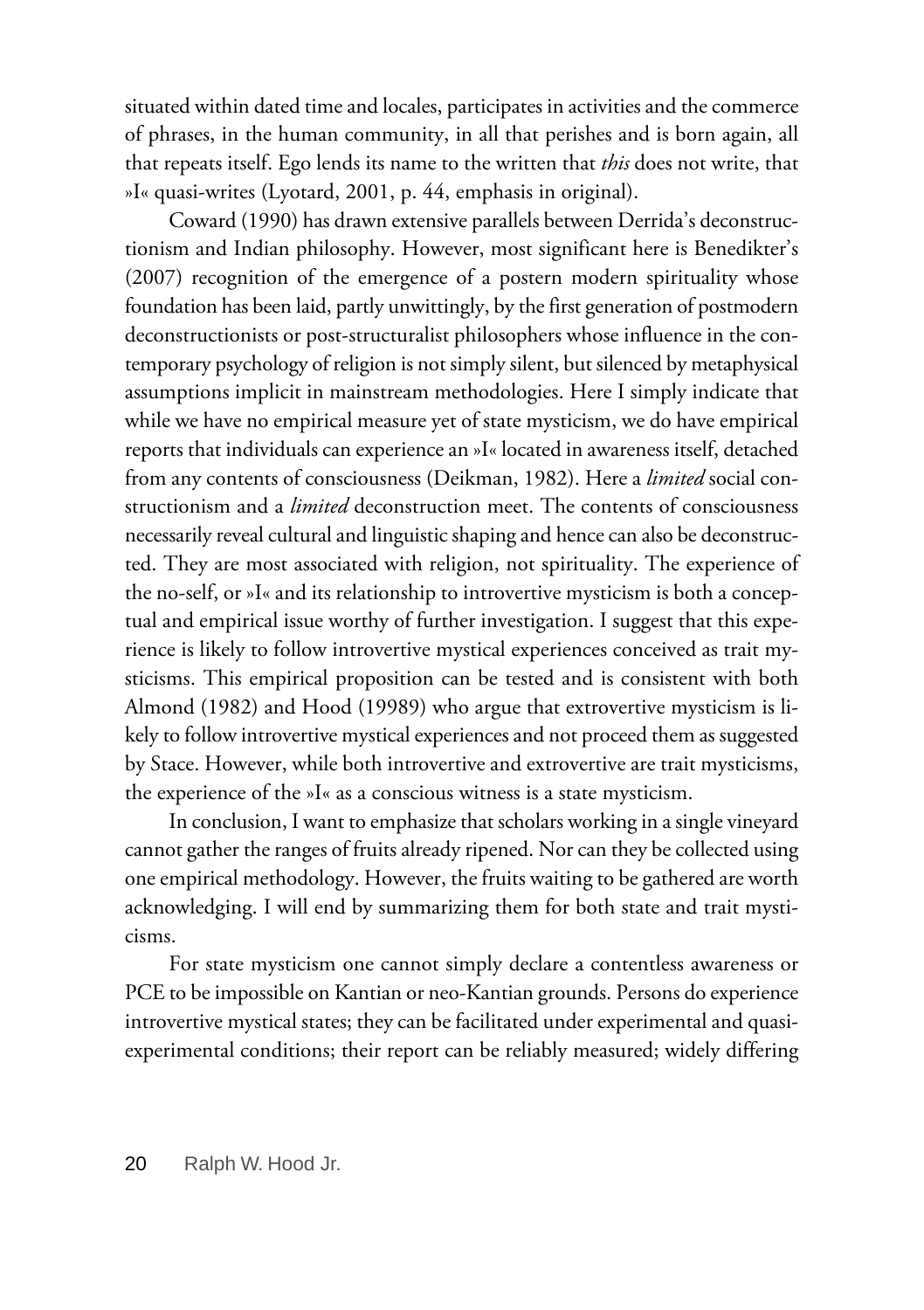situated within dated time and locales, participates in activities and the commerce of phrases, in the human community, in all that perishes and is born again, all that repeats itself. Ego lends its name to the written that *this* does not write, that »I« quasi-writes (Lyotard, 2001, p. 44, emphasis in original).

Coward (1990) has drawn extensive parallels between Derrida's deconstructionism and Indian philosophy. However, most significant here is Benedikter's (2007) recognition of the emergence of a postern modern spirituality whose foundation has been laid, partly unwittingly, by the first generation of postmodern deconstructionists or post-structuralist philosophers whose influence in the contemporary psychology of religion is not simply silent, but silenced by metaphysical assumptions implicit in mainstream methodologies. Here I simply indicate that while we have no empirical measure yet of state mysticism, we do have empirical reports that individuals can experience an »I« located in awareness itself, detached from any contents of consciousness (Deikman, 1982). Here a *limited* social constructionism and a *limited* deconstruction meet. The contents of consciousness necessarily reveal cultural and linguistic shaping and hence can also be deconstructed. They are most associated with religion, not spirituality. The experience of the no-self, or »I« and its relationship to introvertive mysticism is both a conceptual and empirical issue worthy of further investigation. I suggest that this experience is likely to follow introvertive mystical experiences conceived as trait mysticisms. This empirical proposition can be tested and is consistent with both Almond (1982) and Hood (19989) who argue that extrovertive mysticism is likely to follow introvertive mystical experiences and not proceed them as suggested by Stace. However, while both introvertive and extrovertive are trait mysticisms, the experience of the »I« as a conscious witness is a state mysticism.

In conclusion, I want to emphasize that scholars working in a single vineyard cannot gather the ranges of fruits already ripened. Nor can they be collected using one empirical methodology. However, the fruits waiting to be gathered are worth acknowledging. I will end by summarizing them for both state and trait mysticisms.

For state mysticism one cannot simply declare a contentless awareness or PCE to be impossible on Kantian or neo-Kantian grounds. Persons do experience introvertive mystical states; they can be facilitated under experimental and quasi-experimental conditions; their report can be reliably measured; widely differing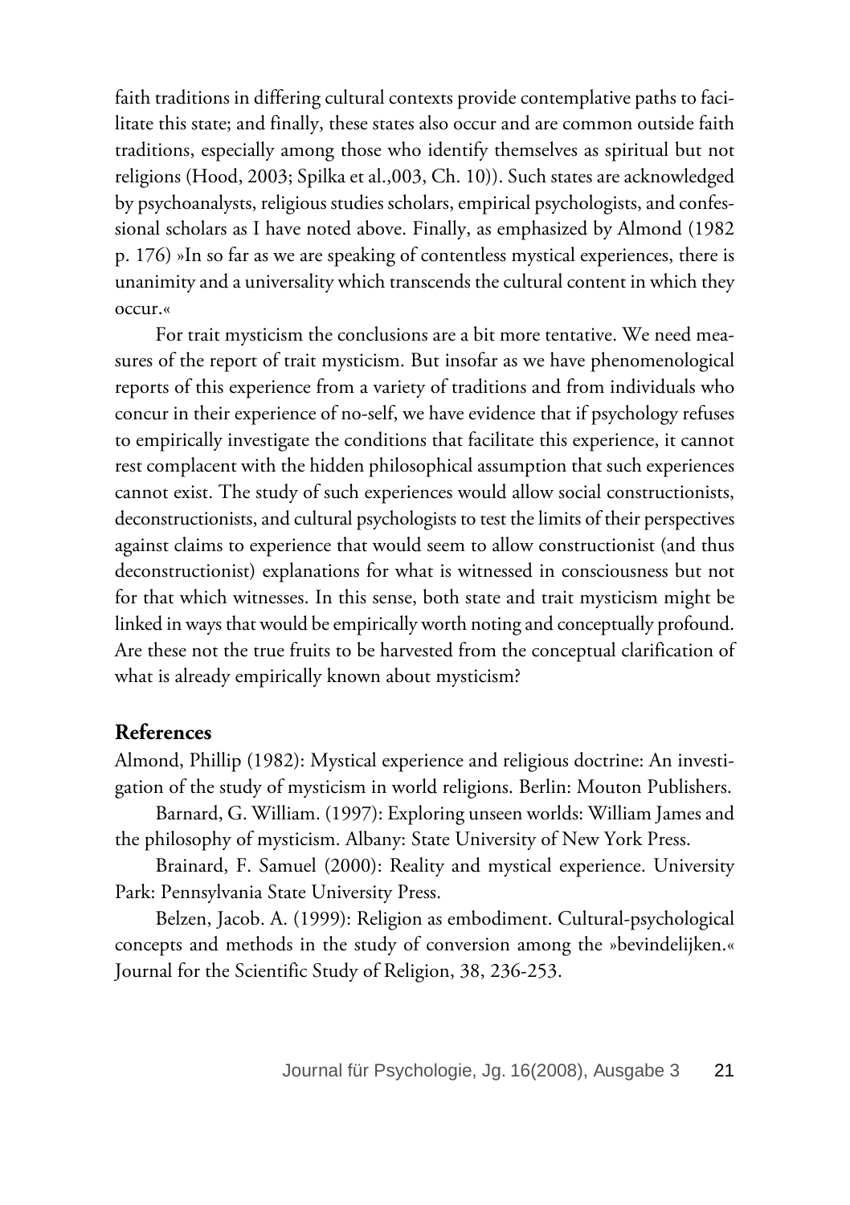faith traditions in differing cultural contexts provide contemplative paths to facilitate this state; and finally, these states also occur and are common outside faith traditions, especially among those who identify themselves as spiritual but not religions (Hood, 2003; Spilka et al.,003, Ch. 10)). Such states are acknowledged by psychoanalysts, religious studies scholars, empirical psychologists, and confessional scholars as I have noted above. Finally, as emphasized by Almond (1982 p. 176) »In so far as we are speaking of contentless mystical experiences, there is unanimity and a universality which transcends the cultural content in which they occur.«

For trait mysticism the conclusions are a bit more tentative. We need measures of the report of trait mysticism. But insofar as we have phenomenological reports of this experience from a variety of traditions and from individuals who concur in their experience of no-self, we have evidence that if psychology refuses to empirically investigate the conditions that facilitate this experience, it cannot rest complacent with the hidden philosophical assumption that such experiences cannot exist. The study of such experiences would allow social constructionists, deconstructionists, and cultural psychologists to test the limits of their perspectives against claims to experience that would seem to allow constructionist (and thus deconstructionist) explanations for what is witnessed in consciousness but not for that which witnesses. In this sense, both state and trait mysticism might be linked in ways that would be empirically worth noting and conceptually profound. Are these not the true fruits to be harvested from the conceptual clarification of what is already empirically known about mysticism?

## References

Almond, Phillip (1982): Mystical experience and religious doctrine: An investigation of the study of mysticism in world religions. Berlin: Mouton Publishers.

Barnard, G. William. (1997): Exploring unseen worlds: William James and the philosophy of mysticism. Albany: State University of New York Press.

Brainard, F. Samuel (2000): Reality and mystical experience. University Park: Pennsylvania State University Press.

Belzen, Jacob. A. (1999): Religion as embodiment. Cultural-psychological concepts and methods in the study of conversion among the »bevindelijken.« Journal for the Scientific Study of Religion, 38, 236-253.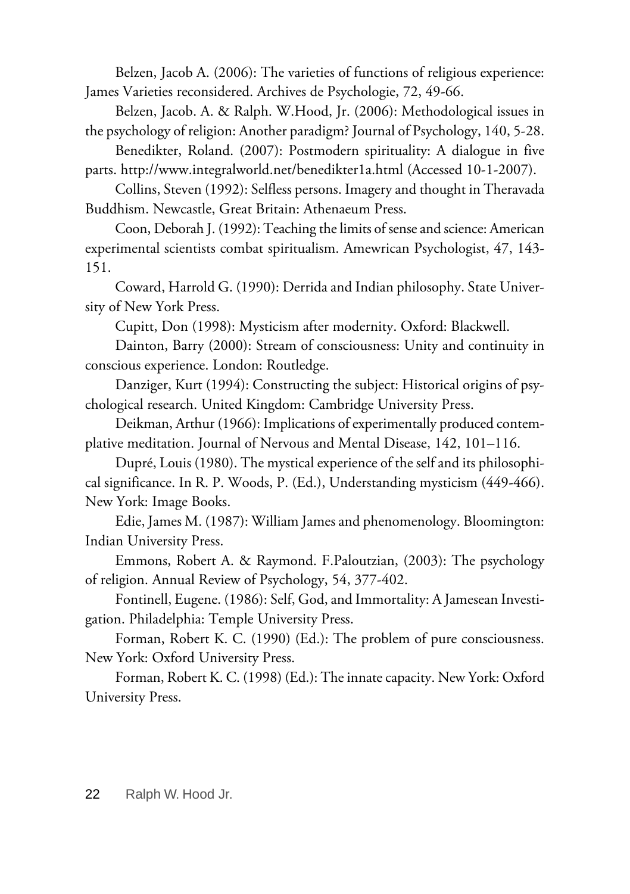Belzen, Jacob A. (2006): The varieties of functions of religious experience: James Varieties reconsidered. Archives de Psychologie, 72, 49-66.

Belzen, Jacob. A. & Ralph. W.Hood, Jr. (2006): Methodological issues in the psychology of religion: Another paradigm? Journal of Psychology, 140, 5-28.

Benedikter, Roland. (2007): Postmodern spirituality: A dialogue in five parts. http://www.integralworld.net/benedikter1a.html (Accessed 10-1-2007).

Collins, Steven (1992): Selfless persons. Imagery and thought in Theravada Buddhism. Newcastle, Great Britain: Athenaeum Press.

Coon, Deborah J. (1992): Teaching the limits of sense and science: American experimental scientists combat spiritualism. Amewrican Psychologist, 47, 143-151.

Coward, Harrold G. (1990): Derrida and Indian philosophy. State University of New York Press.

Cupitt, Don (1998): Mysticism after modernity. Oxford: Blackwell.

Dainton, Barry (2000): Stream of consciousness: Unity and continuity in conscious experience. London: Routledge.

Danziger, Kurt (1994): Constructing the subject: Historical origins of psychological research. United Kingdom: Cambridge University Press.

Deikman, Arthur (1966): Implications of experimentally produced contemplative meditation. Journal of Nervous and Mental Disease, 142, 101–116.

Dupré, Louis (1980). The mystical experience of the self and its philosophical significance. In R. P. Woods, P. (Ed.), Understanding mysticism (449-466). New York: Image Books.

Edie, James M. (1987): William James and phenomenology. Bloomington: Indian University Press.

Emmons, Robert A. & Raymond. F.Paloutzian, (2003): The psychology of religion. Annual Review of Psychology, 54, 377-402.

Fontinell, Eugene. (1986): Self, God, and Immortality: A Jamesean Investigation. Philadelphia: Temple University Press.

Forman, Robert K. C. (1990) (Ed.): The problem of pure consciousness. New York: Oxford University Press.

Forman, Robert K. C. (1998) (Ed.): The innate capacity. New York: Oxford University Press.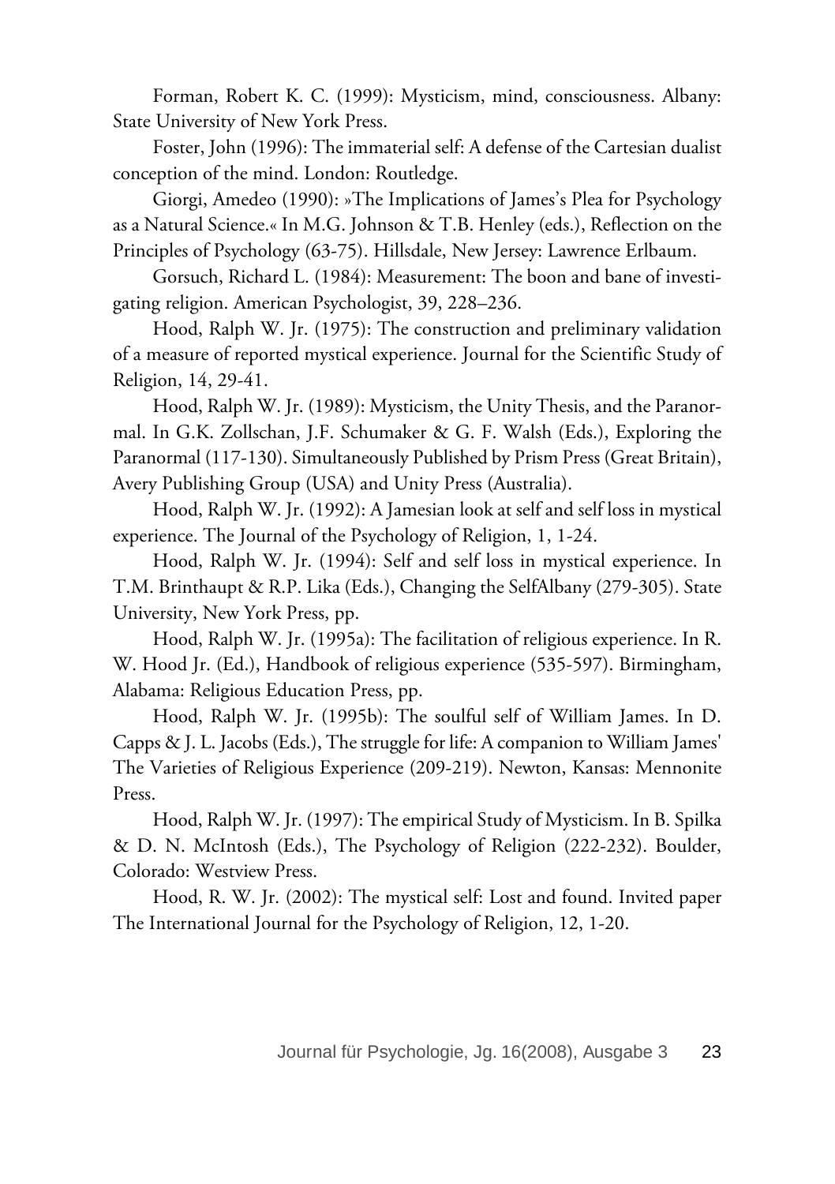Forman, Robert K. C. (1999): Mysticism, mind, consciousness. Albany: State University of New York Press.

Foster, John (1996): The immaterial self: A defense of the Cartesian dualist conception of the mind. London: Routledge.

Giorgi, Amedeo (1990): »The Implications of James's Plea for Psychology as a Natural Science.« In M.G. Johnson & T.B. Henley (eds.), Reflection on the Principles of Psychology (63-75). Hillsdale, New Jersey: Lawrence Erlbaum.

Gorsuch, Richard L. (1984): Measurement: The boon and bane of investigating religion. American Psychologist, 39, 228–236.

Hood, Ralph W. Jr. (1975): The construction and preliminary validation of a measure of reported mystical experience. Journal for the Scientific Study of Religion, 14, 29-41.

Hood, Ralph W. Jr. (1989): Mysticism, the Unity Thesis, and the Paranormal. In G.K. Zollschan, J.F. Schumaker & G. F. Walsh (Eds.), Exploring the Paranormal (117-130). Simultaneously Published by Prism Press (Great Britain), Avery Publishing Group (USA) and Unity Press (Australia).

Hood, Ralph W. Jr. (1992): A Jamesian look at self and self loss in mystical experience. The Journal of the Psychology of Religion, 1, 1-24.

Hood, Ralph W. Jr. (1994): Self and self loss in mystical experience. In T.M. Brinthaupt & R.P. Lika (Eds.), Changing the SelfAlbany (279-305). State University, New York Press, pp.

Hood, Ralph W. Jr. (1995a): The facilitation of religious experience. In R. W. Hood Jr. (Ed.), Handbook of religious experience (535-597). Birmingham, Alabama: Religious Education Press, pp.

Hood, Ralph W. Jr. (1995b): The soulful self of William James. In D. Capps & J. L. Jacobs (Eds.), The struggle for life: A companion to William James' The Varieties of Religious Experience (209-219). Newton, Kansas: Mennonite Press.

Hood, Ralph W. Jr. (1997): The empirical Study of Mysticism. In B. Spilka & D. N. McIntosh (Eds.), The Psychology of Religion (222-232). Boulder, Colorado: Westview Press.

Hood, R. W. Jr. (2002): The mystical self: Lost and found. Invited paper The International Journal for the Psychology of Religion, 12, 1-20.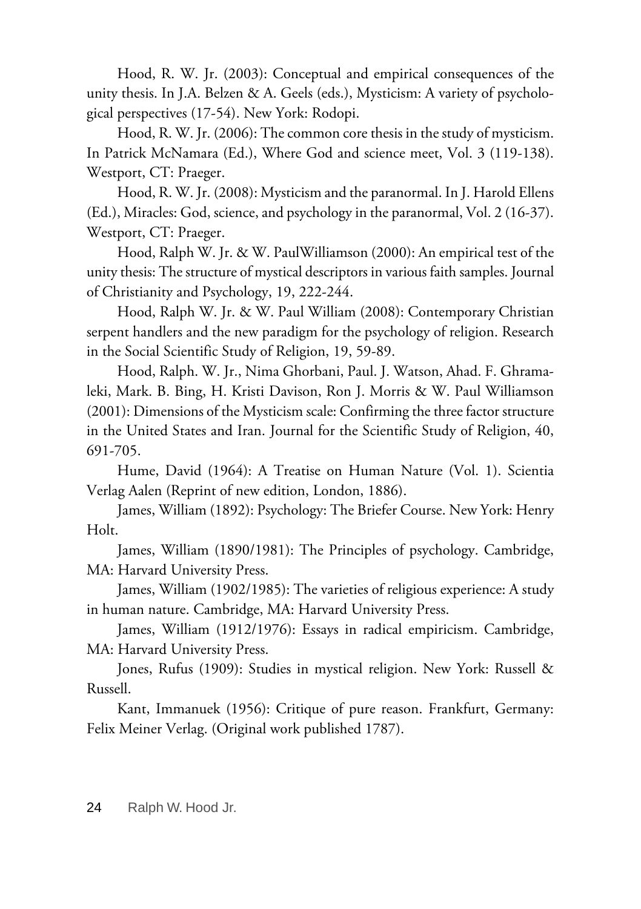Hood, R. W. Jr. (2003): Conceptual and empirical consequences of the unity thesis. In J.A. Belzen & A. Geels (eds.), Mysticism: A variety of psychological perspectives (17-54). New York: Rodopi.

Hood, R. W. Jr. (2006): The common core thesis in the study of mysticism. In Patrick McNamara (Ed.), Where God and science meet, Vol. 3 (119-138). Westport, CT: Praeger.

Hood, R. W. Jr. (2008): Mysticism and the paranormal. In J. Harold Ellens (Ed.), Miracles: God, science, and psychology in the paranormal, Vol. 2 (16-37). Westport, CT: Praeger.

Hood, Ralph W. Jr. & W. PaulWilliamson (2000): An empirical test of the unity thesis: The structure of mystical descriptors in various faith samples. Journal of Christianity and Psychology, 19, 222-244.

Hood, Ralph W. Jr. & W. Paul William (2008): Contemporary Christian serpent handlers and the new paradigm for the psychology of religion. Research in the Social Scientific Study of Religion, 19, 59-89.

Hood, Ralph. W. Jr., Nima Ghorbani, Paul. J. Watson, Ahad. F. Ghramaleki, Mark. B. Bing, H. Kristi Davison, Ron J. Morris & W. Paul Williamson (2001): Dimensions of the Mysticism scale: Confirming the three factor structure in the United States and Iran. Journal for the Scientific Study of Religion, 40, 691-705.

Hume, David (1964): A Treatise on Human Nature (Vol. 1). Scientia Verlag Aalen (Reprint of new edition, London, 1886).

James, William (1892): Psychology: The Briefer Course. New York: Henry Holt.

James, William (1890/1981): The Principles of psychology. Cambridge, MA: Harvard University Press.

James, William (1902/1985): The varieties of religious experience: A study in human nature. Cambridge, MA: Harvard University Press.

James, William (1912/1976): Essays in radical empiricism. Cambridge, MA: Harvard University Press.

Jones, Rufus (1909): Studies in mystical religion. New York: Russell & Russell.

Kant, Immanuek (1956): Critique of pure reason. Frankfurt, Germany: Felix Meiner Verlag. (Original work published 1787).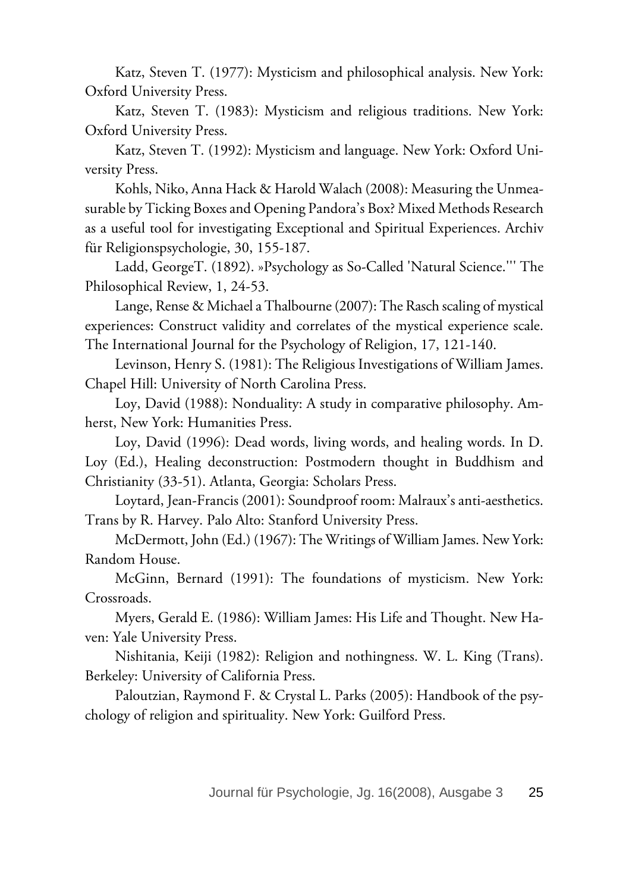Katz, Steven T. (1977): Mysticism and philosophical analysis. New York: Oxford University Press.

Katz, Steven T. (1983): Mysticism and religious traditions. New York: Oxford University Press.

Katz, Steven T. (1992): Mysticism and language. New York: Oxford University Press.

Kohls, Niko, Anna Hack & Harold Walach (2008): Measuring the Unmeasurable by Ticking Boxes and Opening Pandora's Box? Mixed Methods Research as a useful tool for investigating Exceptional and Spiritual Experiences. Archiv für Religionspsychologie, 30, 155-187.

Ladd, GeorgeT. (1892). »Psychology as So-Called 'Natural Science.''' The Philosophical Review, 1, 24-53.

Lange, Rense & Michael a Thalbourne (2007): The Rasch scaling of mystical experiences: Construct validity and correlates of the mystical experience scale. The International Journal for the Psychology of Religion, 17, 121-140.

Levinson, Henry S. (1981): The Religious Investigations of William James. Chapel Hill: University of North Carolina Press.

Loy, David (1988): Nonduality: A study in comparative philosophy. Amherst, New York: Humanities Press.

Loy, David (1996): Dead words, living words, and healing words. In D. Loy (Ed.), Healing deconstruction: Postmodern thought in Buddhism and Christianity (33-51). Atlanta, Georgia: Scholars Press.

Loytard, Jean-Francis (2001): Soundproof room: Malraux's anti-aesthetics. Trans by R. Harvey. Palo Alto: Stanford University Press.

McDermott, John (Ed.) (1967): The Writings of William James. New York: Random House.

McGinn, Bernard (1991): The foundations of mysticism. New York: Crossroads.

Myers, Gerald E. (1986): William James: His Life and Thought. New Haven: Yale University Press.

Nishitania, Keiji (1982): Religion and nothingness. W. L. King (Trans). Berkeley: University of California Press.

Paloutzian, Raymond F. & Crystal L. Parks (2005): Handbook of the psychology of religion and spirituality. New York: Guilford Press.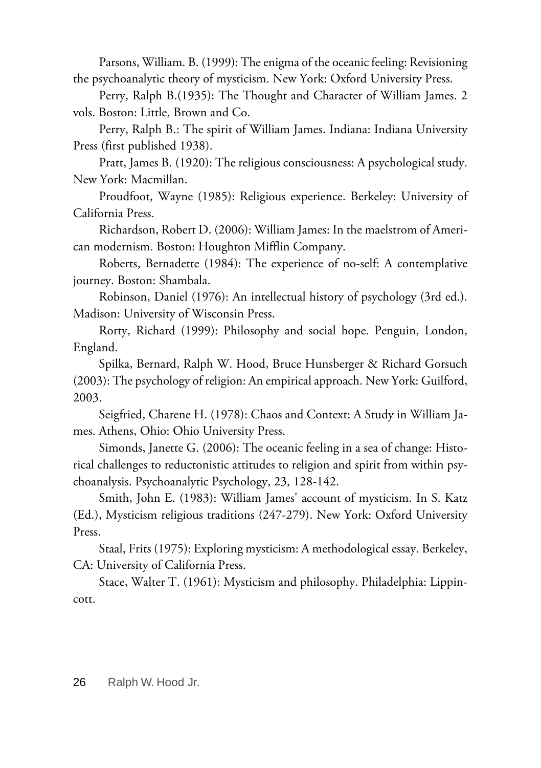Parsons, William. B. (1999): The enigma of the oceanic feeling: Revisioning the psychoanalytic theory of mysticism. New York: Oxford University Press.

Perry, Ralph B.(1935): The Thought and Character of William James. 2 vols. Boston: Little, Brown and Co.

Perry, Ralph B.: The spirit of William James. Indiana: Indiana University Press (first published 1938).

Pratt, James B. (1920): The religious consciousness: A psychological study. New York: Macmillan.

Proudfoot, Wayne (1985): Religious experience. Berkeley: University of California Press.

Richardson, Robert D. (2006): William James: In the maelstrom of American modernism. Boston: Houghton Mifflin Company.

Roberts, Bernadette (1984): The experience of no-self: A contemplative journey. Boston: Shambala.

Robinson, Daniel (1976): An intellectual history of psychology (3rd ed.). Madison: University of Wisconsin Press.

Rorty, Richard (1999): Philosophy and social hope. Penguin, London, England.

Spilka, Bernard, Ralph W. Hood, Bruce Hunsberger & Richard Gorsuch (2003): The psychology of religion: An empirical approach. New York: Guilford, 2003.

Seigfried, Charene H. (1978): Chaos and Context: A Study in William James. Athens, Ohio: Ohio University Press.

Simonds, Janette G. (2006): The oceanic feeling in a sea of change: Historical challenges to reductonistic attitudes to religion and spirit from within psychoanalysis. Psychoanalytic Psychology, 23, 128-142.

Smith, John E. (1983): William James' account of mysticism. In S. Katz (Ed.), Mysticism religious traditions (247-279). New York: Oxford University Press.

Staal, Frits (1975): Exploring mysticism: A methodological essay. Berkeley, CA: University of California Press.

Stace, Walter T. (1961): Mysticism and philosophy. Philadelphia: Lippincott.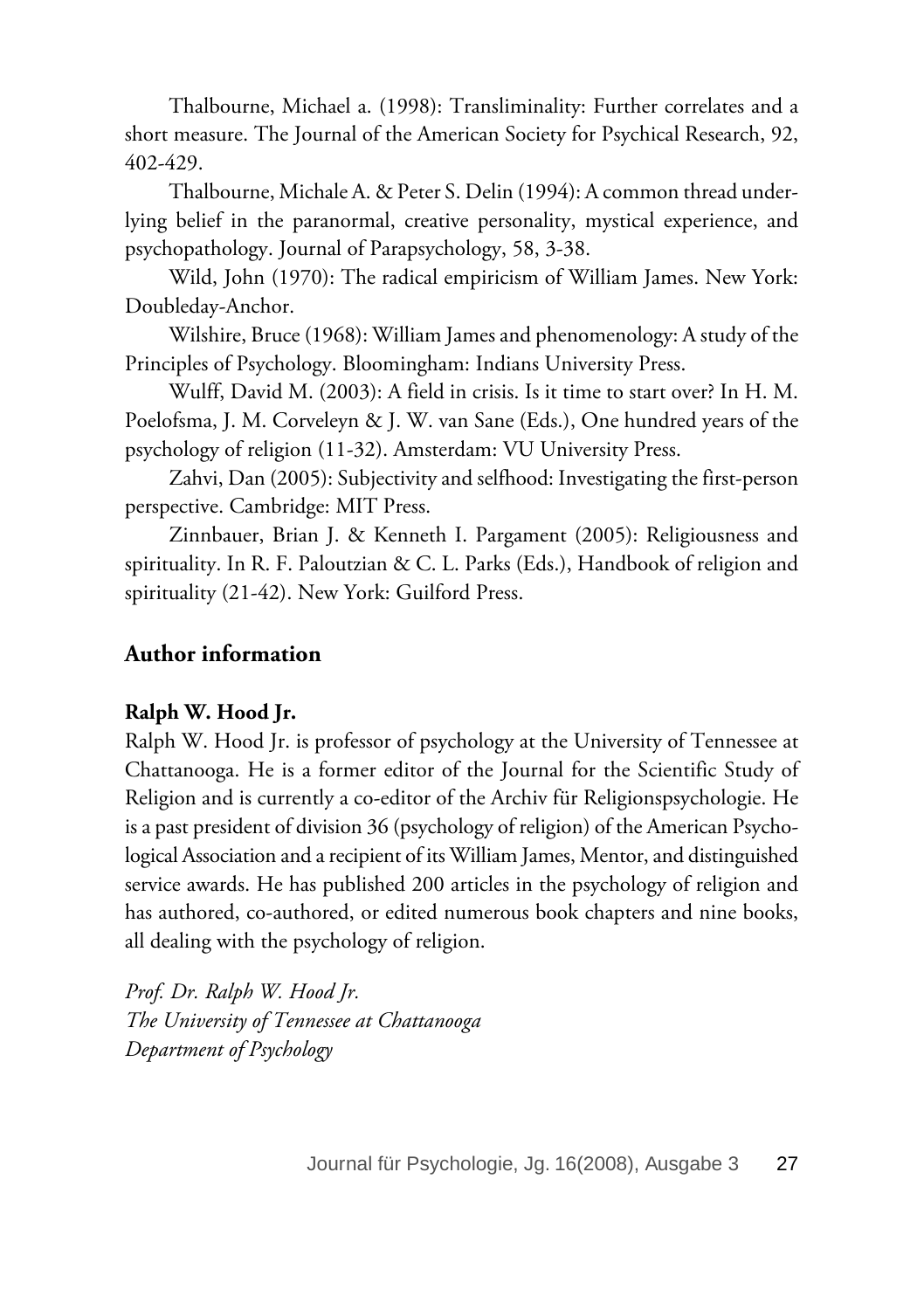Thalbourne, Michael a. (1998): Transliminality: Further correlates and a short measure. The Journal of the American Society for Psychical Research, 92, 402-429.

Thalbourne, Michale A. & Peter S. Delin (1994): A common thread underlying belief in the paranormal, creative personality, mystical experience, and psychopathology. Journal of Parapsychology, 58, 3-38.

Wild, John (1970): The radical empiricism of William James. New York: Doubleday-Anchor.

Wilshire, Bruce (1968): William James and phenomenology: A study of the Principles of Psychology. Bloomingham: Indians University Press.

Wulff, David M. (2003): A field in crisis. Is it time to start over? In H. M. Poelofsma, J. M. Corveleyn & J. W. van Sane (Eds.), One hundred years of the psychology of religion (11-32). Amsterdam: VU University Press.

Zahvi, Dan (2005): Subjectivity and selfhood: Investigating the first-person perspective. Cambridge: MIT Press.

Zinnbauer, Brian J. & Kenneth I. Pargament (2005): Religiousness and spirituality. In R. F. Paloutzian & C. L. Parks (Eds.), Handbook of religion and spirituality (21-42). New York: Guilford Press.

## Author information

**Ralph W. Hood Jr.**

Ralph W. Hood Jr. is professor of psychology at the University of Tennessee at Chattanooga. He is a former editor of the Journal for the Scientific Study of Religion and is currently a co-editor of the Archiv für Religionspsychologie. He is a past president of division 36 (psychology of religion) of the American Psychological Association and a recipient of its William James, Mentor, and distinguished service awards. He has published 200 articles in the psychology of religion and has authored, co-authored, or edited numerous book chapters and nine books, all dealing with the psychology of religion.

*Prof. Dr. Ralph W. Hood Jr.*
*The University of Tennessee at Chattanooga*
*Department of Psychology*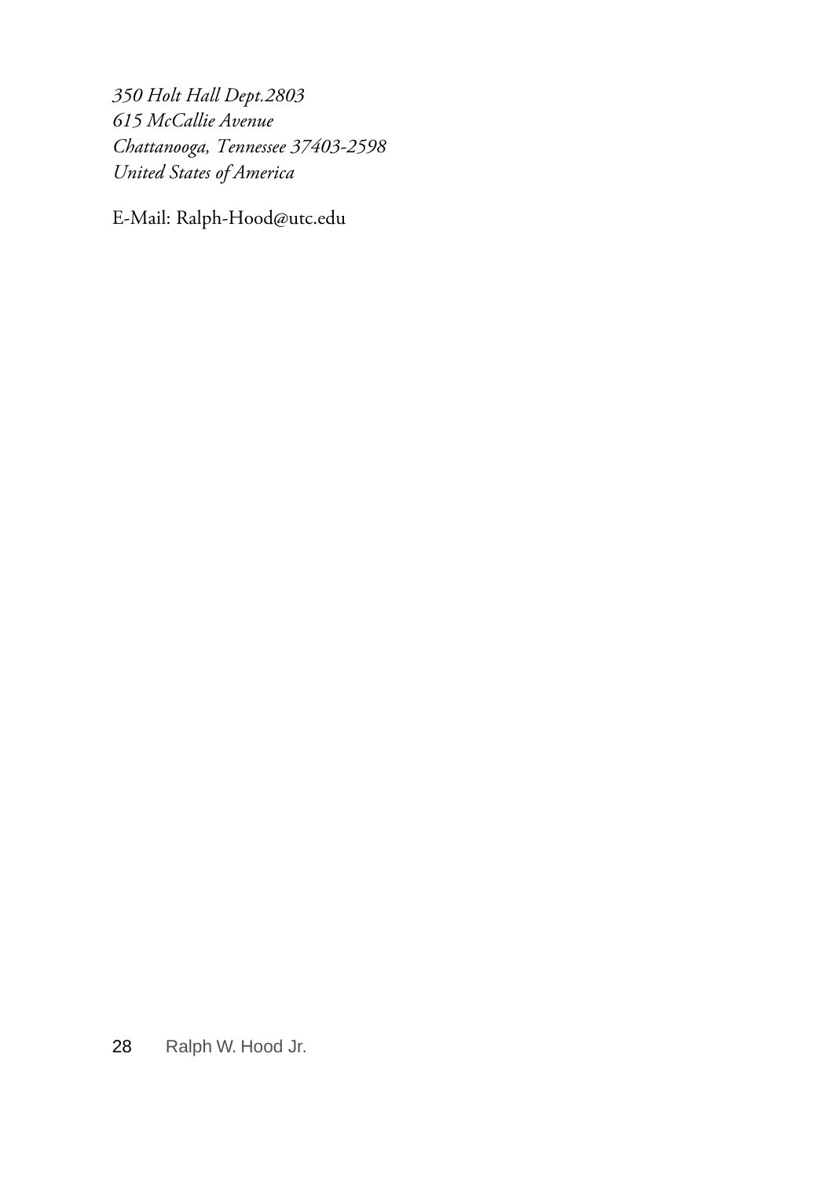*350 Holt Hall Dept.2803*
*615 McCallie Avenue*
*Chattanooga, Tennessee 37403-2598*
*United States of America*

E-Mail: Ralph-Hood@utc.edu